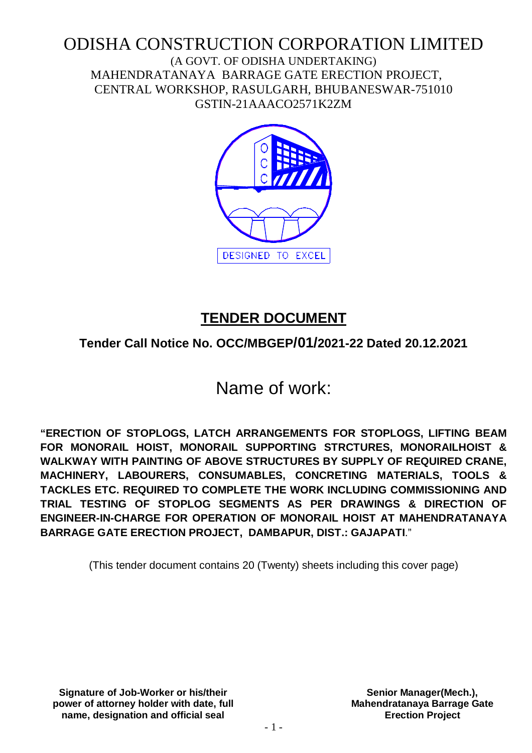# ODISHA CONSTRUCTION CORPORATION LIMITED

(A GOVT. OF ODISHA UNDERTAKING)
MAHENDRATANAYA BARRAGE GATE ERECTION PROJECT,
CENTRAL WORKSHOP, RASULGARH, BHUBANESWAR-751010
GSTIN-21AAACO2571K2ZM

DESIGNED TO EXCEL

## TENDER DOCUMENT

**Tender Call Notice No. OCC/MBGEP/01/2021-22 Dated 20.12.2021**

# Name of work:

**"ERECTION OF STOPLOGS, LATCH ARRANGEMENTS FOR STOPLOGS, LIFTING BEAM FOR MONORAIL HOIST, MONORAIL SUPPORTING STRCTURES, MONORAILHOIST & WALKWAY WITH PAINTING OF ABOVE STRUCTURES BY SUPPLY OF REQUIRED CRANE, MACHINERY, LABOURERS, CONSUMABLES, CONCRETING MATERIALS, TOOLS & TACKLES ETC. REQUIRED TO COMPLETE THE WORK INCLUDING COMMISSIONING AND TRIAL TESTING OF STOPLOG SEGMENTS AS PER DRAWINGS & DIRECTION OF ENGINEER-IN-CHARGE FOR OPERATION OF MONORAIL HOIST AT MAHENDRATANAYA BARRAGE GATE ERECTION PROJECT, DAMBAPUR, DIST.: GAJAPATI**."

(This tender document contains 20 (Twenty) sheets including this cover page)

**Signature of Job-Worker or his/their power of attorney holder with date, full name, designation and official seal**

**Senior Manager(Mech.), Mahendratanaya Barrage Gate Erection Project**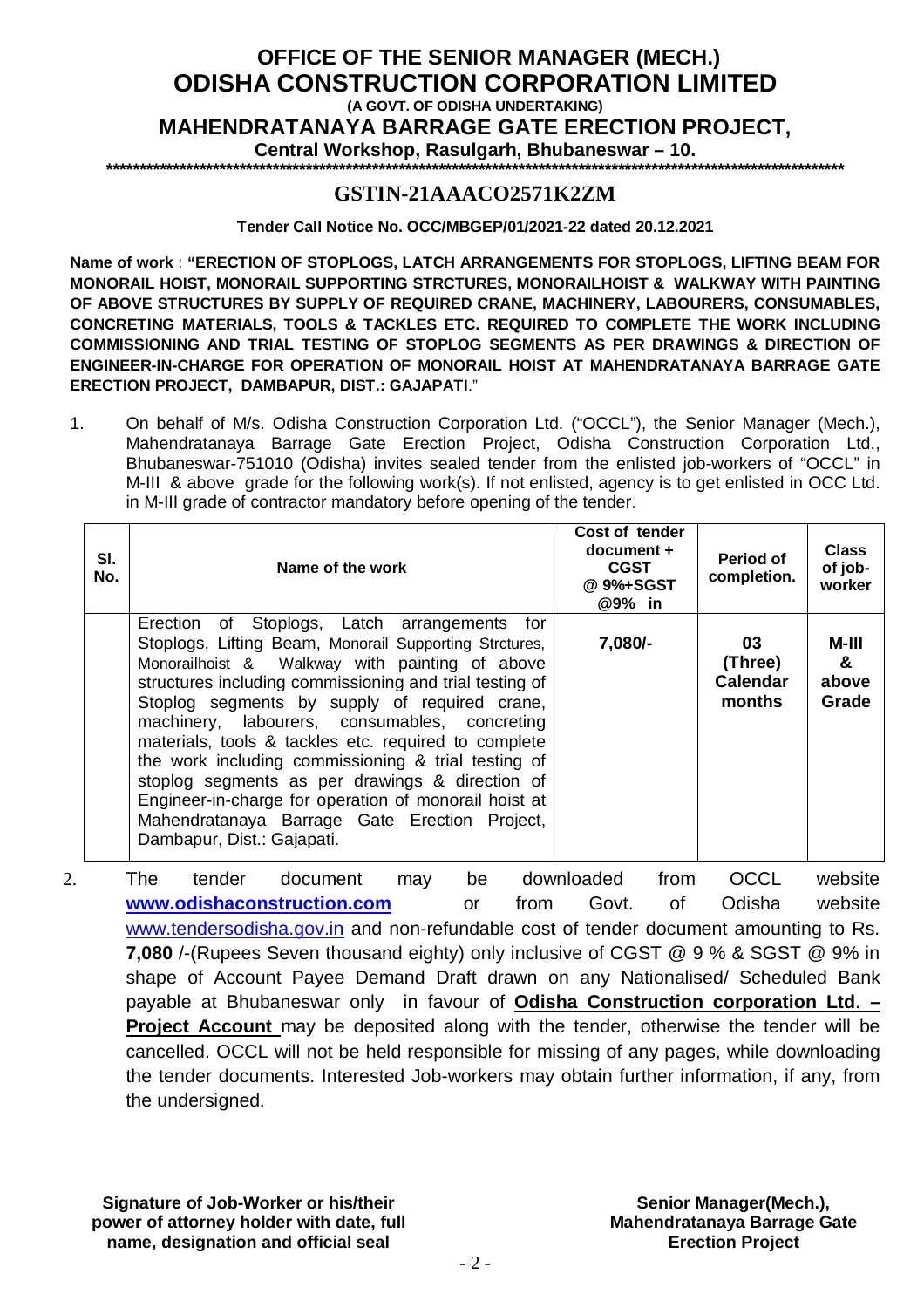# OFFICE OF THE SENIOR MANAGER (MECH.)
# ODISHA CONSTRUCTION CORPORATION LIMITED

**(A GOVT. OF ODISHA UNDERTAKING)**

## MAHENDRATANAYA BARRAGE GATE ERECTION PROJECT,

**Central Workshop, Rasulgarh, Bhubaneswar – 10.**

**************************************************************************************************************

## GSTIN-21AAACO2571K2ZM

**Tender Call Notice No. OCC/MBGEP/01/2021-22 dated 20.12.2021**

**Name of work** : **"ERECTION OF STOPLOGS, LATCH ARRANGEMENTS FOR STOPLOGS, LIFTING BEAM FOR MONORAIL HOIST, MONORAIL SUPPORTING STRCTURES, MONORAILHOIST & WALKWAY WITH PAINTING OF ABOVE STRUCTURES BY SUPPLY OF REQUIRED CRANE, MACHINERY, LABOURERS, CONSUMABLES, CONCRETING MATERIALS, TOOLS & TACKLES ETC. REQUIRED TO COMPLETE THE WORK INCLUDING COMMISSIONING AND TRIAL TESTING OF STOPLOG SEGMENTS AS PER DRAWINGS & DIRECTION OF ENGINEER-IN-CHARGE FOR OPERATION OF MONORAIL HOIST AT MAHENDRATANAYA BARRAGE GATE ERECTION PROJECT, DAMBAPUR, DIST.: GAJAPATI**."

1. On behalf of M/s. Odisha Construction Corporation Ltd. ("OCCL"), the Senior Manager (Mech.), Mahendratanaya Barrage Gate Erection Project, Odisha Construction Corporation Ltd., Bhubaneswar-751010 (Odisha) invites sealed tender from the enlisted job-workers of "OCCL" in M-III & above grade for the following work(s). If not enlisted, agency is to get enlisted in OCC Ltd. in M-III grade of contractor mandatory before opening of the tender.

| Sl. No. | Name of the work | Cost of tender document + CGST @ 9%+SGST @9% in | Period of completion. | Class of job-worker |
|---|---|---|---|---|
| | Erection of Stoplogs, Latch arrangements for Stoplogs, Lifting Beam, Monorail Supporting Strctures, Monorailhoist & Walkway with painting of above structures including commissioning and trial testing of Stoplog segments by supply of required crane, machinery, labourers, consumables, concreting materials, tools & tackles etc. required to complete the work including commissioning & trial testing of stoplog segments as per drawings & direction of Engineer-in-charge for operation of monorail hoist at Mahendratanaya Barrage Gate Erection Project, Dambapur, Dist.: Gajapati. | **7,080/-** | **03 (Three) Calendar months** | **M-III & above Grade** |

2. The tender document may be downloaded from OCCL website **www.odishaconstruction.com** or from Govt. of Odisha website www.tendersodisha.gov.in and non-refundable cost of tender document amounting to Rs. **7,080** /-(Rupees Seven thousand eighty) only inclusive of CGST @ 9 % & SGST @ 9% in shape of Account Payee Demand Draft drawn on any Nationalised/ Scheduled Bank payable at Bhubaneswar only in favour of **Odisha Construction corporation Ltd. – Project Account** may be deposited along with the tender, otherwise the tender will be cancelled. OCCL will not be held responsible for missing of any pages, while downloading the tender documents. Interested Job-workers may obtain further information, if any, from the undersigned.

**Signature of Job-Worker or his/their power of attorney holder with date, full name, designation and official seal**

**Senior Manager(Mech.), Mahendratanaya Barrage Gate Erection Project**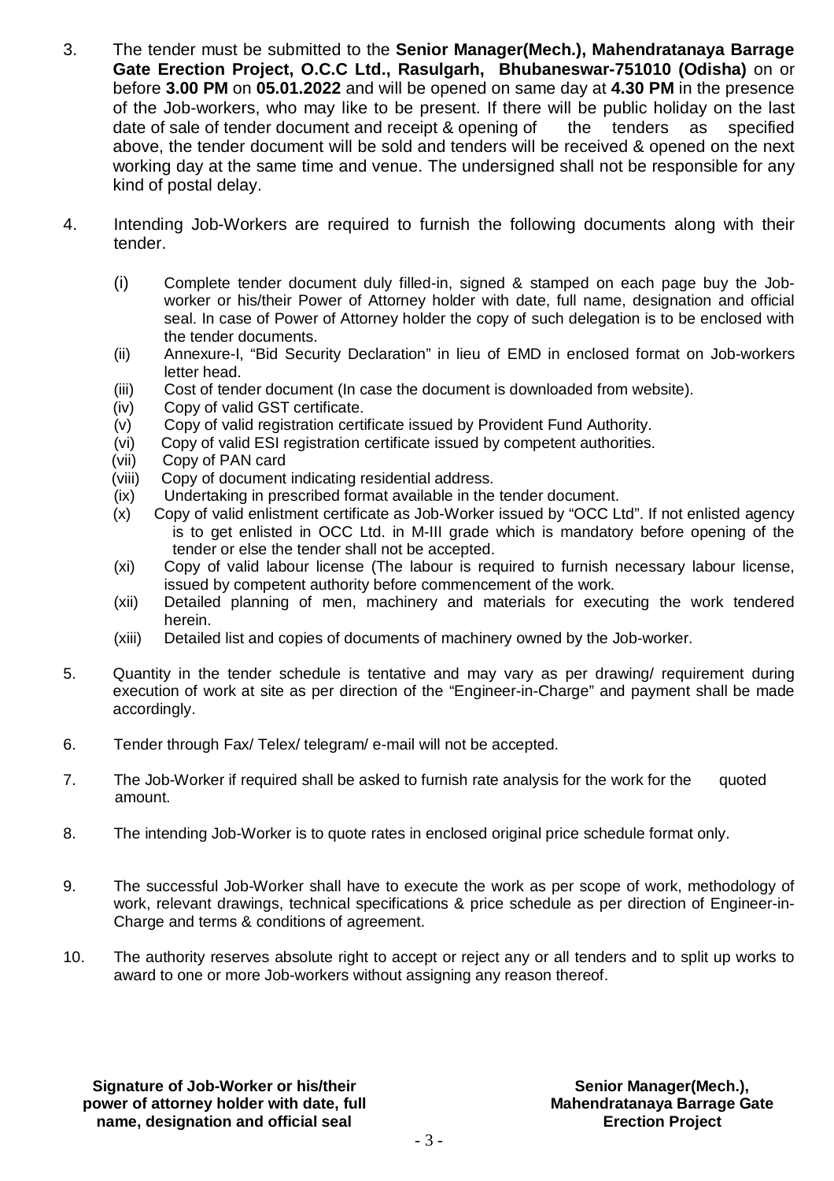3. The tender must be submitted to the **Senior Manager(Mech.), Mahendratanaya Barrage Gate Erection Project, O.C.C Ltd., Rasulgarh, Bhubaneswar-751010 (Odisha)** on or before **3.00 PM** on **05.01.2022** and will be opened on same day at **4.30 PM** in the presence of the Job-workers, who may like to be present. If there will be public holiday on the last date of sale of tender document and receipt & opening of the tenders as specified above, the tender document will be sold and tenders will be received & opened on the next working day at the same time and venue. The undersigned shall not be responsible for any kind of postal delay.

4. Intending Job-Workers are required to furnish the following documents along with their tender.

   (i) Complete tender document duly filled-in, signed & stamped on each page buy the Job-worker or his/their Power of Attorney holder with date, full name, designation and official seal. In case of Power of Attorney holder the copy of such delegation is to be enclosed with the tender documents.
   (ii) Annexure-I, "Bid Security Declaration" in lieu of EMD in enclosed format on Job-workers letter head.
   (iii) Cost of tender document (In case the document is downloaded from website).
   (iv) Copy of valid GST certificate.
   (v) Copy of valid registration certificate issued by Provident Fund Authority.
   (vi) Copy of valid ESI registration certificate issued by competent authorities.
   (vii) Copy of PAN card
   (viii) Copy of document indicating residential address.
   (ix) Undertaking in prescribed format available in the tender document.
   (x) Copy of valid enlistment certificate as Job-Worker issued by "OCC Ltd". If not enlisted agency is to get enlisted in OCC Ltd. in M-III grade which is mandatory before opening of the tender or else the tender shall not be accepted.
   (xi) Copy of valid labour license (The labour is required to furnish necessary labour license, issued by competent authority before commencement of the work.
   (xii) Detailed planning of men, machinery and materials for executing the work tendered herein.
   (xiii) Detailed list and copies of documents of machinery owned by the Job-worker.

5. Quantity in the tender schedule is tentative and may vary as per drawing/ requirement during execution of work at site as per direction of the "Engineer-in-Charge" and payment shall be made accordingly.

6. Tender through Fax/ Telex/ telegram/ e-mail will not be accepted.

7. The Job-Worker if required shall be asked to furnish rate analysis for the work for the quoted amount.

8. The intending Job-Worker is to quote rates in enclosed original price schedule format only.

9. The successful Job-Worker shall have to execute the work as per scope of work, methodology of work, relevant drawings, technical specifications & price schedule as per direction of Engineer-in-Charge and terms & conditions of agreement.

10. The authority reserves absolute right to accept or reject any or all tenders and to split up works to award to one or more Job-workers without assigning any reason thereof.

**Signature of Job-Worker or his/their power of attorney holder with date, full name, designation and official seal**

**Senior Manager(Mech.), Mahendratanaya Barrage Gate Erection Project**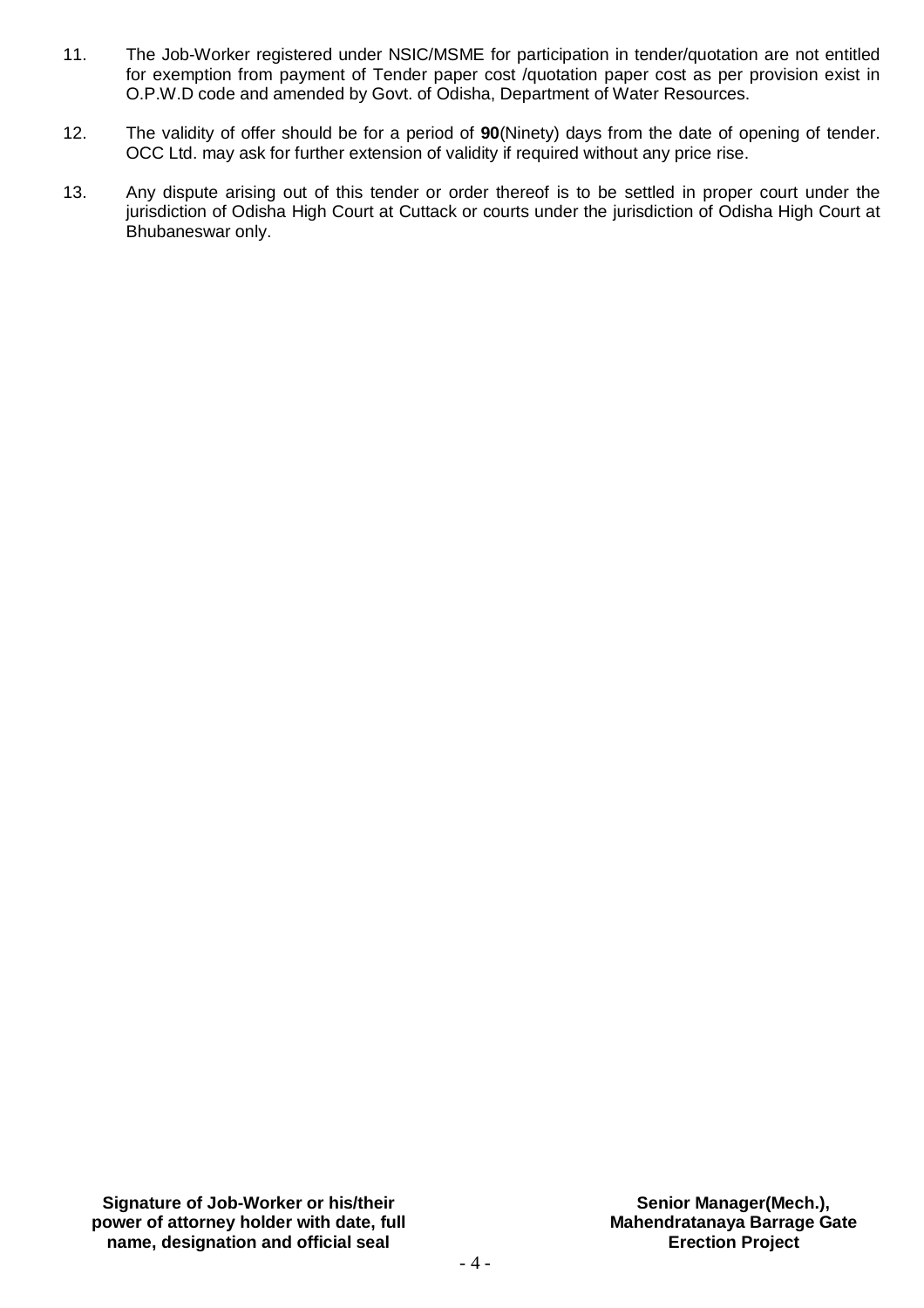11. The Job-Worker registered under NSIC/MSME for participation in tender/quotation are not entitled for exemption from payment of Tender paper cost /quotation paper cost as per provision exist in O.P.W.D code and amended by Govt. of Odisha, Department of Water Resources.

12. The validity of offer should be for a period of **90**(Ninety) days from the date of opening of tender. OCC Ltd. may ask for further extension of validity if required without any price rise.

13. Any dispute arising out of this tender or order thereof is to be settled in proper court under the jurisdiction of Odisha High Court at Cuttack or courts under the jurisdiction of Odisha High Court at Bhubaneswar only.

**Signature of Job-Worker or his/their power of attorney holder with date, full name, designation and official seal**

**Senior Manager(Mech.), Mahendratanaya Barrage Gate Erection Project**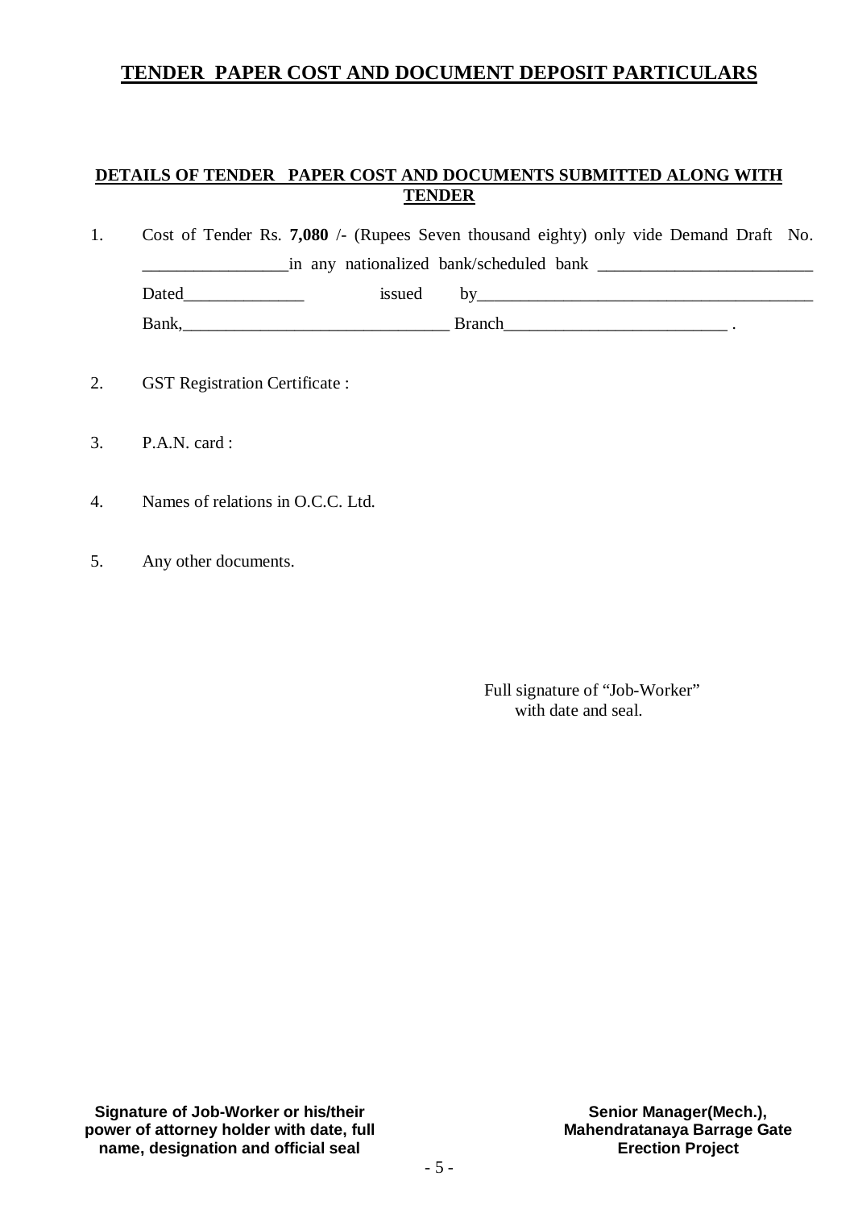# TENDER PAPER COST AND DOCUMENT DEPOSIT PARTICULARS

## DETAILS OF TENDER PAPER COST AND DOCUMENTS SUBMITTED ALONG WITH TENDER

1. Cost of Tender Rs. **7,080** /- (Rupees Seven thousand eighty) only vide Demand Draft No. _________________in any nationalized bank/scheduled bank _________________________ Dated______________ issued by________________________________________ Bank,_______________________________ Branch__________________________ .

2. GST Registration Certificate :

3. P.A.N. card :

4. Names of relations in O.C.C. Ltd.

5. Any other documents.

Full signature of "Job-Worker" with date and seal.

**Signature of Job-Worker or his/their power of attorney holder with date, full name, designation and official seal**

**Senior Manager(Mech.), Mahendratanaya Barrage Gate Erection Project**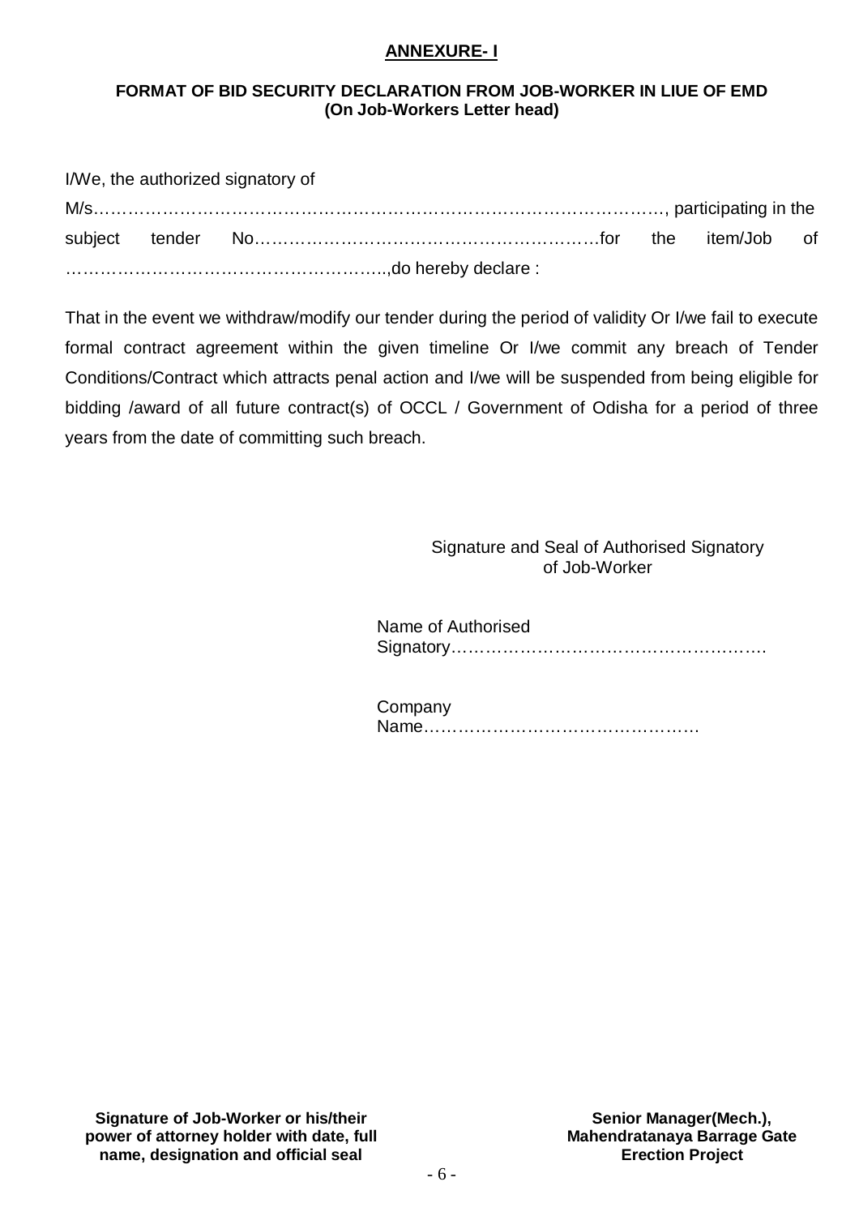**ANNEXURE- I**

**FORMAT OF BID SECURITY DECLARATION FROM JOB-WORKER IN LIUE OF EMD**
**(On Job-Workers Letter head)**

I/We, the authorized signatory of M/s………………………………………………………………………………………, participating in the subject tender No…………………………………………………….for the item/Job of ………………………………………………..,do hereby declare :

That in the event we withdraw/modify our tender during the period of validity Or I/we fail to execute formal contract agreement within the given timeline Or I/we commit any breach of Tender Conditions/Contract which attracts penal action and I/we will be suspended from being eligible for bidding /award of all future contract(s) of OCCL / Government of Odisha for a period of three years from the date of committing such breach.

Signature and Seal of Authorised Signatory of Job-Worker

Name of Authorised Signatory……………………………………………….

Company Name…………………………………………

**Signature of Job-Worker or his/their power of attorney holder with date, full name, designation and official seal**

**Senior Manager(Mech.), Mahendratanaya Barrage Gate Erection Project**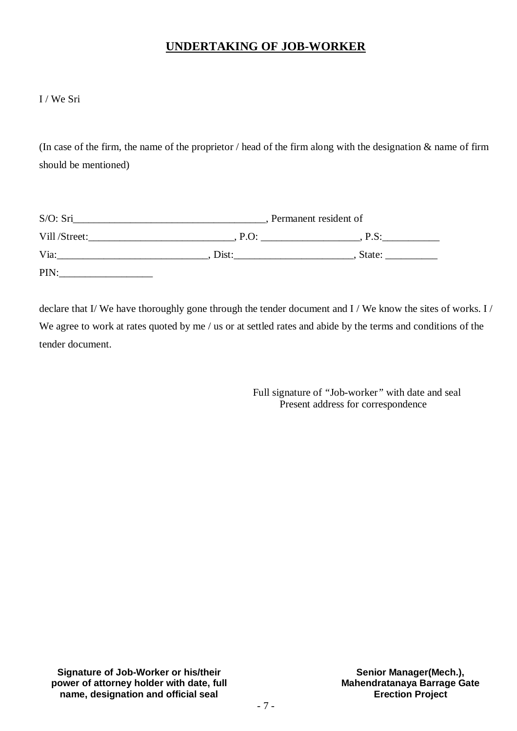## UNDERTAKING OF JOB-WORKER

I / We Sri

(In case of the firm, the name of the proprietor / head of the firm along with the designation & name of firm should be mentioned)

S/O: Sri_____________________________________, Permanent resident of

Vill /Street:___________________________, P.O: __________________, P.S:__________

Via:____________________________, Dist:______________________, State: __________

PIN:_________________

declare that I/ We have thoroughly gone through the tender document and I / We know the sites of works. I / We agree to work at rates quoted by me / us or at settled rates and abide by the terms and conditions of the tender document.

Full signature of "Job-worker" with date and seal
Present address for correspondence

**Signature of Job-Worker or his/their power of attorney holder with date, full name, designation and official seal**

**Senior Manager(Mech.), Mahendratanaya Barrage Gate Erection Project**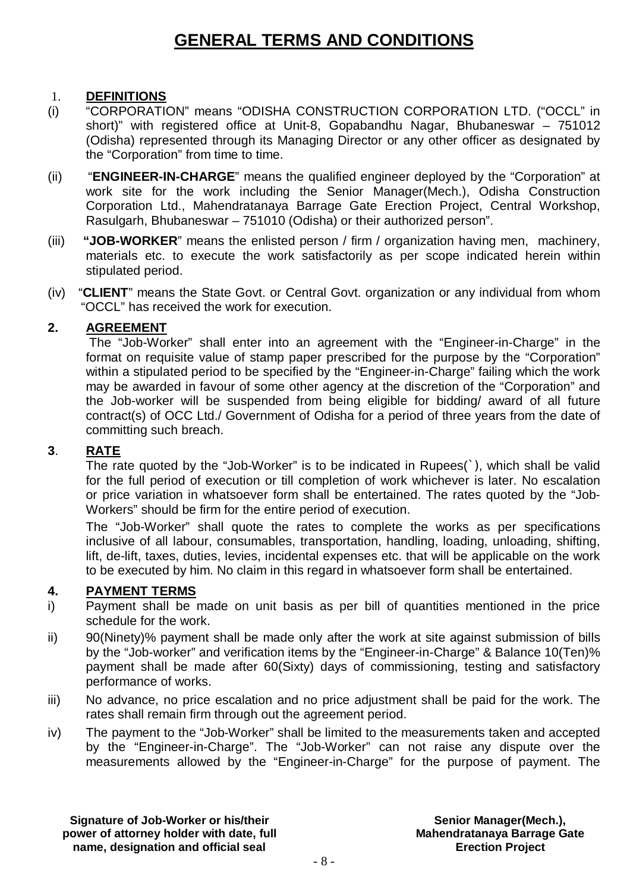# GENERAL TERMS AND CONDITIONS

1. **DEFINITIONS**

(i) "CORPORATION" means "ODISHA CONSTRUCTION CORPORATION LTD. ("OCCL" in short)" with registered office at Unit-8, Gopabandhu Nagar, Bhubaneswar – 751012 (Odisha) represented through its Managing Director or any other officer as designated by the "Corporation" from time to time.

(ii) "**ENGINEER-IN-CHARGE**" means the qualified engineer deployed by the "Corporation" at work site for the work including the Senior Manager(Mech.), Odisha Construction Corporation Ltd., Mahendratanaya Barrage Gate Erection Project, Central Workshop, Rasulgarh, Bhubaneswar – 751010 (Odisha) or their authorized person".

(iii) **"JOB-WORKER**" means the enlisted person / firm / organization having men, machinery, materials etc. to execute the work satisfactorily as per scope indicated herein within stipulated period.

(iv) "**CLIENT**" means the State Govt. or Central Govt. organization or any individual from whom "OCCL" has received the work for execution.

**2. AGREEMENT**

The "Job-Worker" shall enter into an agreement with the "Engineer-in-Charge" in the format on requisite value of stamp paper prescribed for the purpose by the "Corporation" within a stipulated period to be specified by the "Engineer-in-Charge" failing which the work may be awarded in favour of some other agency at the discretion of the "Corporation" and the Job-worker will be suspended from being eligible for bidding/ award of all future contract(s) of OCC Ltd./ Government of Odisha for a period of three years from the date of committing such breach.

**3. RATE**

The rate quoted by the "Job-Worker" is to be indicated in Rupees(`), which shall be valid for the full period of execution or till completion of work whichever is later. No escalation or price variation in whatsoever form shall be entertained. The rates quoted by the "Job-Workers" should be firm for the entire period of execution.

The "Job-Worker" shall quote the rates to complete the works as per specifications inclusive of all labour, consumables, transportation, handling, loading, unloading, shifting, lift, de-lift, taxes, duties, levies, incidental expenses etc. that will be applicable on the work to be executed by him. No claim in this regard in whatsoever form shall be entertained.

**4. PAYMENT TERMS**

i) Payment shall be made on unit basis as per bill of quantities mentioned in the price schedule for the work.

ii) 90(Ninety)% payment shall be made only after the work at site against submission of bills by the "Job-worker" and verification items by the "Engineer-in-Charge" & Balance 10(Ten)% payment shall be made after 60(Sixty) days of commissioning, testing and satisfactory performance of works.

iii) No advance, no price escalation and no price adjustment shall be paid for the work. The rates shall remain firm through out the agreement period.

iv) The payment to the "Job-Worker" shall be limited to the measurements taken and accepted by the "Engineer-in-Charge". The "Job-Worker" can not raise any dispute over the measurements allowed by the "Engineer-in-Charge" for the purpose of payment. The

**Signature of Job-Worker or his/their power of attorney holder with date, full name, designation and official seal**

**Senior Manager(Mech.), Mahendratanaya Barrage Gate Erection Project**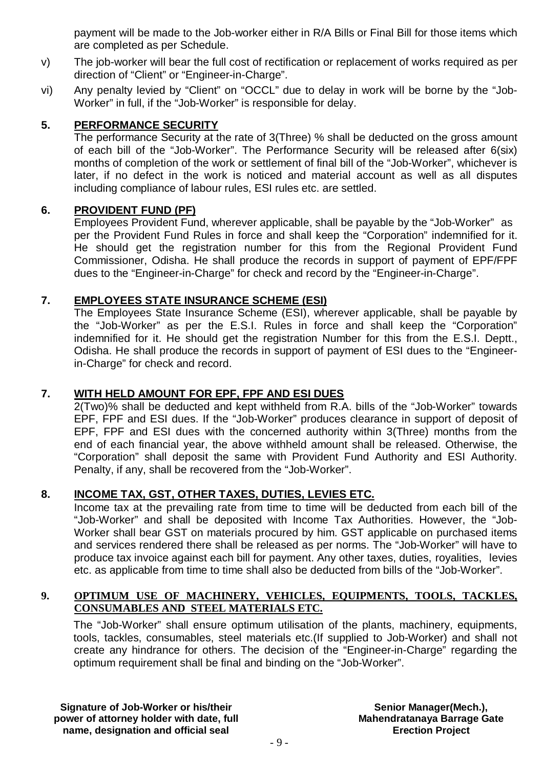payment will be made to the Job-worker either in R/A Bills or Final Bill for those items which are completed as per Schedule.

v) The job-worker will bear the full cost of rectification or replacement of works required as per direction of "Client" or "Engineer-in-Charge".

vi) Any penalty levied by "Client" on "OCCL" due to delay in work will be borne by the "Job-Worker" in full, if the "Job-Worker" is responsible for delay.

## 5. PERFORMANCE SECURITY

The performance Security at the rate of 3(Three) % shall be deducted on the gross amount of each bill of the "Job-Worker". The Performance Security will be released after 6(six) months of completion of the work or settlement of final bill of the "Job-Worker", whichever is later, if no defect in the work is noticed and material account as well as all disputes including compliance of labour rules, ESI rules etc. are settled.

## 6. PROVIDENT FUND (PF)

Employees Provident Fund, wherever applicable, shall be payable by the "Job-Worker" as per the Provident Fund Rules in force and shall keep the "Corporation" indemnified for it. He should get the registration number for this from the Regional Provident Fund Commissioner, Odisha. He shall produce the records in support of payment of EPF/FPF dues to the "Engineer-in-Charge" for check and record by the "Engineer-in-Charge".

## 7. EMPLOYEES STATE INSURANCE SCHEME (ESI)

The Employees State Insurance Scheme (ESI), wherever applicable, shall be payable by the "Job-Worker" as per the E.S.I. Rules in force and shall keep the "Corporation" indemnified for it. He should get the registration Number for this from the E.S.I. Deptt., Odisha. He shall produce the records in support of payment of ESI dues to the "Engineer-in-Charge" for check and record.

## 7. WITH HELD AMOUNT FOR EPF, FPF AND ESI DUES

2(Two)% shall be deducted and kept withheld from R.A. bills of the "Job-Worker" towards EPF, FPF and ESI dues. If the "Job-Worker" produces clearance in support of deposit of EPF, FPF and ESI dues with the concerned authority within 3(Three) months from the end of each financial year, the above withheld amount shall be released. Otherwise, the "Corporation" shall deposit the same with Provident Fund Authority and ESI Authority. Penalty, if any, shall be recovered from the "Job-Worker".

## 8. INCOME TAX, GST, OTHER TAXES, DUTIES, LEVIES ETC.

Income tax at the prevailing rate from time to time will be deducted from each bill of the "Job-Worker" and shall be deposited with Income Tax Authorities. However, the "Job-Worker shall bear GST on materials procured by him. GST applicable on purchased items and services rendered there shall be released as per norms. The "Job-Worker" will have to produce tax invoice against each bill for payment. Any other taxes, duties, royalities, levies etc. as applicable from time to time shall also be deducted from bills of the "Job-Worker".

## 9. OPTIMUM USE OF MACHINERY, VEHICLES, EQUIPMENTS, TOOLS, TACKLES, CONSUMABLES AND STEEL MATERIALS ETC.

The "Job-Worker" shall ensure optimum utilisation of the plants, machinery, equipments, tools, tackles, consumables, steel materials etc.(If supplied to Job-Worker) and shall not create any hindrance for others. The decision of the "Engineer-in-Charge" regarding the optimum requirement shall be final and binding on the "Job-Worker".

**Signature of Job-Worker or his/their power of attorney holder with date, full name, designation and official seal**

**Senior Manager(Mech.), Mahendratanaya Barrage Gate Erection Project**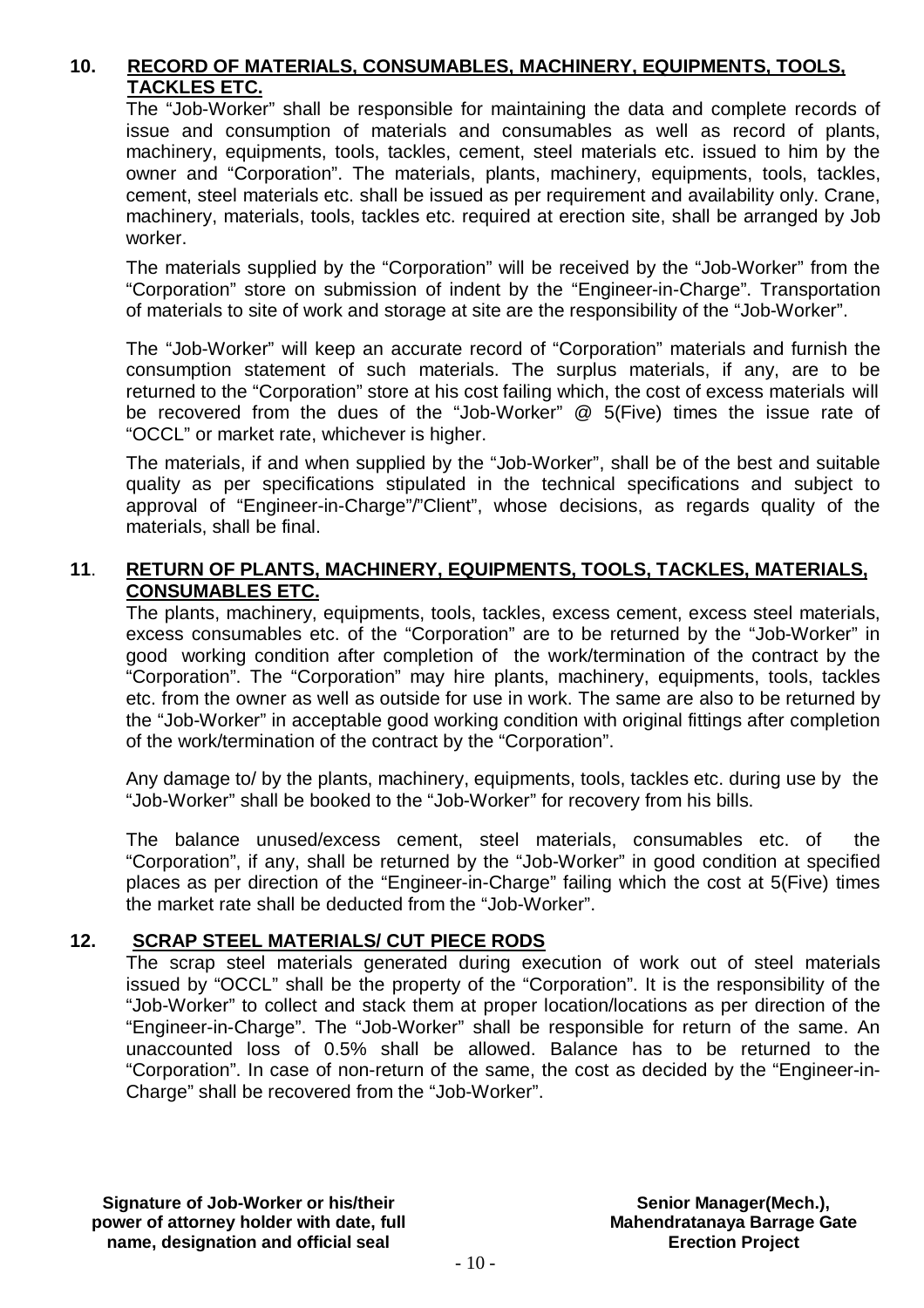## 10. RECORD OF MATERIALS, CONSUMABLES, MACHINERY, EQUIPMENTS, TOOLS, TACKLES ETC.

The "Job-Worker" shall be responsible for maintaining the data and complete records of issue and consumption of materials and consumables as well as record of plants, machinery, equipments, tools, tackles, cement, steel materials etc. issued to him by the owner and "Corporation". The materials, plants, machinery, equipments, tools, tackles, cement, steel materials etc. shall be issued as per requirement and availability only. Crane, machinery, materials, tools, tackles etc. required at erection site, shall be arranged by Job worker.

The materials supplied by the "Corporation" will be received by the "Job-Worker" from the "Corporation" store on submission of indent by the "Engineer-in-Charge". Transportation of materials to site of work and storage at site are the responsibility of the "Job-Worker".

The "Job-Worker" will keep an accurate record of "Corporation" materials and furnish the consumption statement of such materials. The surplus materials, if any, are to be returned to the "Corporation" store at his cost failing which, the cost of excess materials will be recovered from the dues of the "Job-Worker" @ 5(Five) times the issue rate of "OCCL" or market rate, whichever is higher.

The materials, if and when supplied by the "Job-Worker", shall be of the best and suitable quality as per specifications stipulated in the technical specifications and subject to approval of "Engineer-in-Charge"/"Client", whose decisions, as regards quality of the materials, shall be final.

## 11. RETURN OF PLANTS, MACHINERY, EQUIPMENTS, TOOLS, TACKLES, MATERIALS, CONSUMABLES ETC.

The plants, machinery, equipments, tools, tackles, excess cement, excess steel materials, excess consumables etc. of the "Corporation" are to be returned by the "Job-Worker" in good working condition after completion of the work/termination of the contract by the "Corporation". The "Corporation" may hire plants, machinery, equipments, tools, tackles etc. from the owner as well as outside for use in work. The same are also to be returned by the "Job-Worker" in acceptable good working condition with original fittings after completion of the work/termination of the contract by the "Corporation".

Any damage to/ by the plants, machinery, equipments, tools, tackles etc. during use by the "Job-Worker" shall be booked to the "Job-Worker" for recovery from his bills.

The balance unused/excess cement, steel materials, consumables etc. of the "Corporation", if any, shall be returned by the "Job-Worker" in good condition at specified places as per direction of the "Engineer-in-Charge" failing which the cost at 5(Five) times the market rate shall be deducted from the "Job-Worker".

## 12. SCRAP STEEL MATERIALS/ CUT PIECE RODS

The scrap steel materials generated during execution of work out of steel materials issued by "OCCL" shall be the property of the "Corporation". It is the responsibility of the "Job-Worker" to collect and stack them at proper location/locations as per direction of the "Engineer-in-Charge". The "Job-Worker" shall be responsible for return of the same. An unaccounted loss of 0.5% shall be allowed. Balance has to be returned to the "Corporation". In case of non-return of the same, the cost as decided by the "Engineer-in-Charge" shall be recovered from the "Job-Worker".

**Signature of Job-Worker or his/their power of attorney holder with date, full name, designation and official seal**

**Senior Manager(Mech.), Mahendratanaya Barrage Gate Erection Project**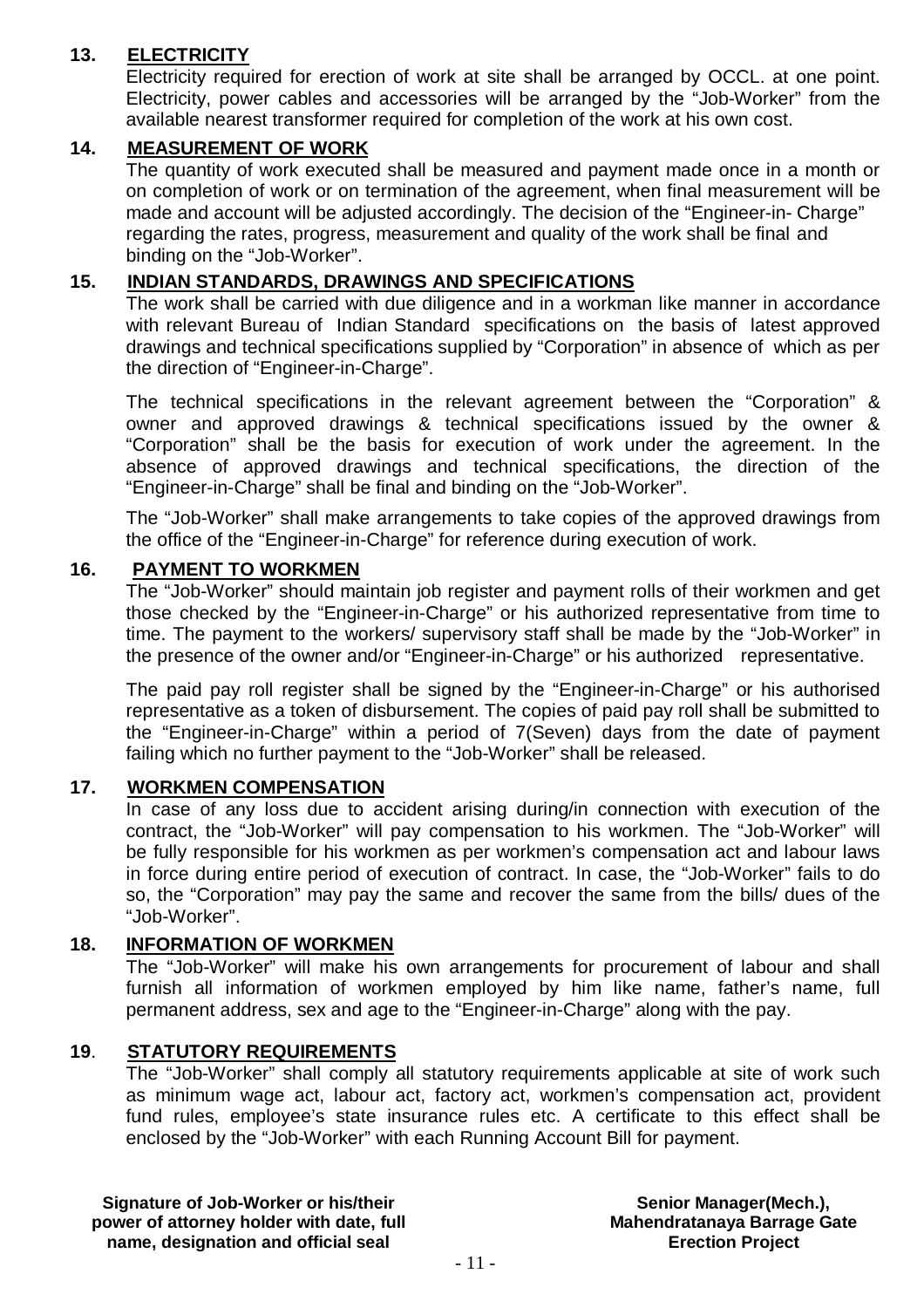## 13. ELECTRICITY

Electricity required for erection of work at site shall be arranged by OCCL. at one point. Electricity, power cables and accessories will be arranged by the "Job-Worker" from the available nearest transformer required for completion of the work at his own cost.

## 14. MEASUREMENT OF WORK

The quantity of work executed shall be measured and payment made once in a month or on completion of work or on termination of the agreement, when final measurement will be made and account will be adjusted accordingly. The decision of the "Engineer-in- Charge" regarding the rates, progress, measurement and quality of the work shall be final and binding on the "Job-Worker".

## 15. INDIAN STANDARDS, DRAWINGS AND SPECIFICATIONS

The work shall be carried with due diligence and in a workman like manner in accordance with relevant Bureau of Indian Standard specifications on the basis of latest approved drawings and technical specifications supplied by "Corporation" in absence of which as per the direction of "Engineer-in-Charge".

The technical specifications in the relevant agreement between the "Corporation" & owner and approved drawings & technical specifications issued by the owner & "Corporation" shall be the basis for execution of work under the agreement. In the absence of approved drawings and technical specifications, the direction of the "Engineer-in-Charge" shall be final and binding on the "Job-Worker".

The "Job-Worker" shall make arrangements to take copies of the approved drawings from the office of the "Engineer-in-Charge" for reference during execution of work.

## 16. PAYMENT TO WORKMEN

The "Job-Worker" should maintain job register and payment rolls of their workmen and get those checked by the "Engineer-in-Charge" or his authorized representative from time to time. The payment to the workers/ supervisory staff shall be made by the "Job-Worker" in the presence of the owner and/or "Engineer-in-Charge" or his authorized representative.

The paid pay roll register shall be signed by the "Engineer-in-Charge" or his authorised representative as a token of disbursement. The copies of paid pay roll shall be submitted to the "Engineer-in-Charge" within a period of 7(Seven) days from the date of payment failing which no further payment to the "Job-Worker" shall be released.

## 17. WORKMEN COMPENSATION

In case of any loss due to accident arising during/in connection with execution of the contract, the "Job-Worker" will pay compensation to his workmen. The "Job-Worker" will be fully responsible for his workmen as per workmen's compensation act and labour laws in force during entire period of execution of contract. In case, the "Job-Worker" fails to do so, the "Corporation" may pay the same and recover the same from the bills/ dues of the "Job-Worker".

## 18. INFORMATION OF WORKMEN

The "Job-Worker" will make his own arrangements for procurement of labour and shall furnish all information of workmen employed by him like name, father's name, full permanent address, sex and age to the "Engineer-in-Charge" along with the pay.

## 19. STATUTORY REQUIREMENTS

The "Job-Worker" shall comply all statutory requirements applicable at site of work such as minimum wage act, labour act, factory act, workmen's compensation act, provident fund rules, employee's state insurance rules etc. A certificate to this effect shall be enclosed by the "Job-Worker" with each Running Account Bill for payment.

**Signature of Job-Worker or his/their power of attorney holder with date, full name, designation and official seal**

**Senior Manager(Mech.), Mahendratanaya Barrage Gate Erection Project**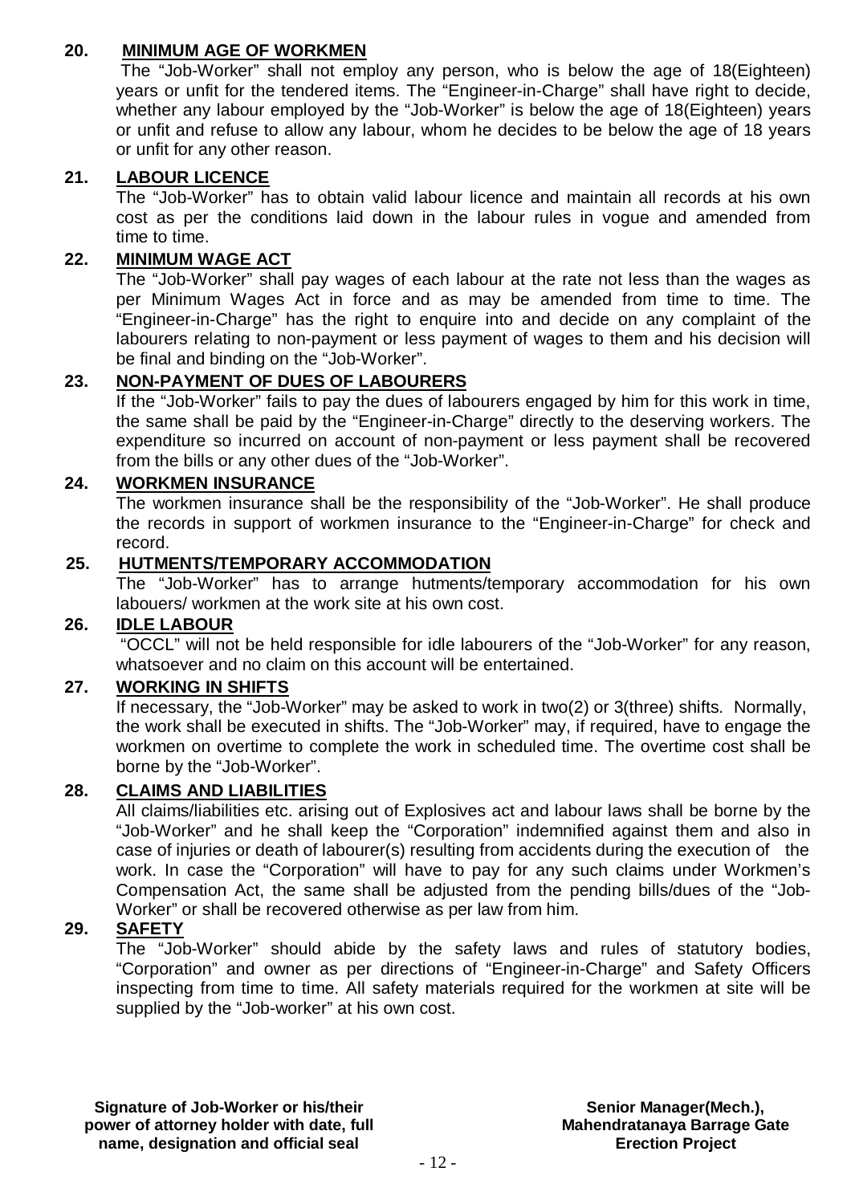**20. MINIMUM AGE OF WORKMEN**

The "Job-Worker" shall not employ any person, who is below the age of 18(Eighteen) years or unfit for the tendered items. The "Engineer-in-Charge" shall have right to decide, whether any labour employed by the "Job-Worker" is below the age of 18(Eighteen) years or unfit and refuse to allow any labour, whom he decides to be below the age of 18 years or unfit for any other reason.

**21. LABOUR LICENCE**

The "Job-Worker" has to obtain valid labour licence and maintain all records at his own cost as per the conditions laid down in the labour rules in vogue and amended from time to time.

**22. MINIMUM WAGE ACT**

The "Job-Worker" shall pay wages of each labour at the rate not less than the wages as per Minimum Wages Act in force and as may be amended from time to time. The "Engineer-in-Charge" has the right to enquire into and decide on any complaint of the labourers relating to non-payment or less payment of wages to them and his decision will be final and binding on the "Job-Worker".

**23. NON-PAYMENT OF DUES OF LABOURERS**

If the "Job-Worker" fails to pay the dues of labourers engaged by him for this work in time, the same shall be paid by the "Engineer-in-Charge" directly to the deserving workers. The expenditure so incurred on account of non-payment or less payment shall be recovered from the bills or any other dues of the "Job-Worker".

**24. WORKMEN INSURANCE**

The workmen insurance shall be the responsibility of the "Job-Worker". He shall produce the records in support of workmen insurance to the "Engineer-in-Charge" for check and record.

**25. HUTMENTS/TEMPORARY ACCOMMODATION**

The "Job-Worker" has to arrange hutments/temporary accommodation for his own labouers/ workmen at the work site at his own cost.

**26. IDLE LABOUR**

"OCCL" will not be held responsible for idle labourers of the "Job-Worker" for any reason, whatsoever and no claim on this account will be entertained.

**27. WORKING IN SHIFTS**

If necessary, the "Job-Worker" may be asked to work in two(2) or 3(three) shifts. Normally, the work shall be executed in shifts. The "Job-Worker" may, if required, have to engage the workmen on overtime to complete the work in scheduled time. The overtime cost shall be borne by the "Job-Worker".

**28. CLAIMS AND LIABILITIES**

All claims/liabilities etc. arising out of Explosives act and labour laws shall be borne by the "Job-Worker" and he shall keep the "Corporation" indemnified against them and also in case of injuries or death of labourer(s) resulting from accidents during the execution of the work. In case the "Corporation" will have to pay for any such claims under Workmen's Compensation Act, the same shall be adjusted from the pending bills/dues of the "Job-Worker" or shall be recovered otherwise as per law from him.

**29. SAFETY**

The "Job-Worker" should abide by the safety laws and rules of statutory bodies, "Corporation" and owner as per directions of "Engineer-in-Charge" and Safety Officers inspecting from time to time. All safety materials required for the workmen at site will be supplied by the "Job-worker" at his own cost.

**Signature of Job-Worker or his/their power of attorney holder with date, full name, designation and official seal**

**Senior Manager(Mech.), Mahendratanaya Barrage Gate Erection Project**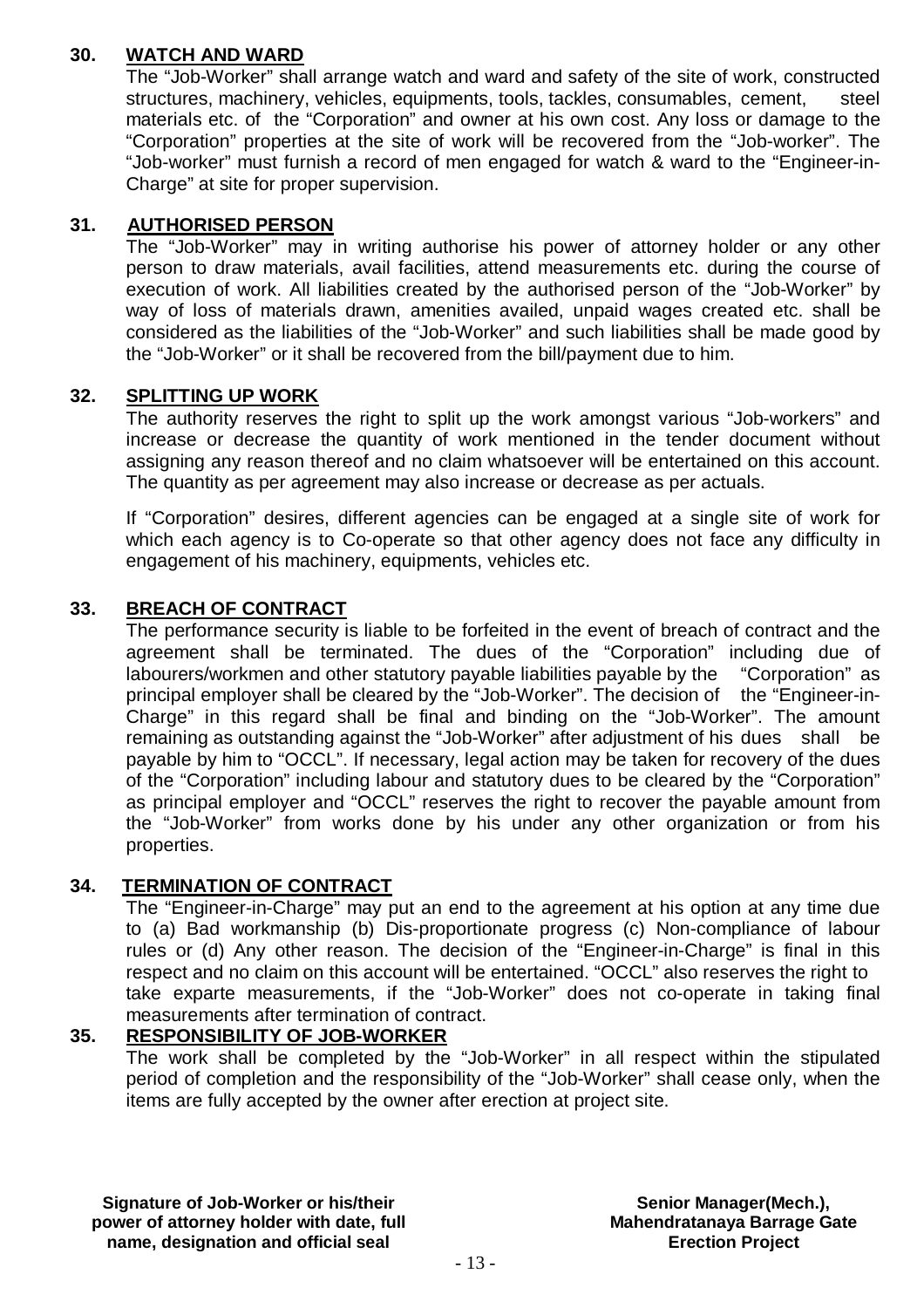**30. WATCH AND WARD**

The "Job-Worker" shall arrange watch and ward and safety of the site of work, constructed structures, machinery, vehicles, equipments, tools, tackles, consumables, cement, steel materials etc. of the "Corporation" and owner at his own cost. Any loss or damage to the "Corporation" properties at the site of work will be recovered from the "Job-worker". The "Job-worker" must furnish a record of men engaged for watch & ward to the "Engineer-in-Charge" at site for proper supervision.

**31. AUTHORISED PERSON**

The "Job-Worker" may in writing authorise his power of attorney holder or any other person to draw materials, avail facilities, attend measurements etc. during the course of execution of work. All liabilities created by the authorised person of the "Job-Worker" by way of loss of materials drawn, amenities availed, unpaid wages created etc. shall be considered as the liabilities of the "Job-Worker" and such liabilities shall be made good by the "Job-Worker" or it shall be recovered from the bill/payment due to him.

**32. SPLITTING UP WORK**

The authority reserves the right to split up the work amongst various "Job-workers" and increase or decrease the quantity of work mentioned in the tender document without assigning any reason thereof and no claim whatsoever will be entertained on this account. The quantity as per agreement may also increase or decrease as per actuals.

If "Corporation" desires, different agencies can be engaged at a single site of work for which each agency is to Co-operate so that other agency does not face any difficulty in engagement of his machinery, equipments, vehicles etc.

**33. BREACH OF CONTRACT**

The performance security is liable to be forfeited in the event of breach of contract and the agreement shall be terminated. The dues of the "Corporation" including due of labourers/workmen and other statutory payable liabilities payable by the "Corporation" as principal employer shall be cleared by the "Job-Worker". The decision of the "Engineer-in-Charge" in this regard shall be final and binding on the "Job-Worker". The amount remaining as outstanding against the "Job-Worker" after adjustment of his dues shall be payable by him to "OCCL". If necessary, legal action may be taken for recovery of the dues of the "Corporation" including labour and statutory dues to be cleared by the "Corporation" as principal employer and "OCCL" reserves the right to recover the payable amount from the "Job-Worker" from works done by his under any other organization or from his properties.

**34. TERMINATION OF CONTRACT**

The "Engineer-in-Charge" may put an end to the agreement at his option at any time due to (a) Bad workmanship (b) Dis-proportionate progress (c) Non-compliance of labour rules or (d) Any other reason. The decision of the "Engineer-in-Charge" is final in this respect and no claim on this account will be entertained. "OCCL" also reserves the right to take exparte measurements, if the "Job-Worker" does not co-operate in taking final measurements after termination of contract.

**35. RESPONSIBILITY OF JOB-WORKER**

The work shall be completed by the "Job-Worker" in all respect within the stipulated period of completion and the responsibility of the "Job-Worker" shall cease only, when the items are fully accepted by the owner after erection at project site.

**Signature of Job-Worker or his/their power of attorney holder with date, full name, designation and official seal**

**Senior Manager(Mech.), Mahendratanaya Barrage Gate Erection Project**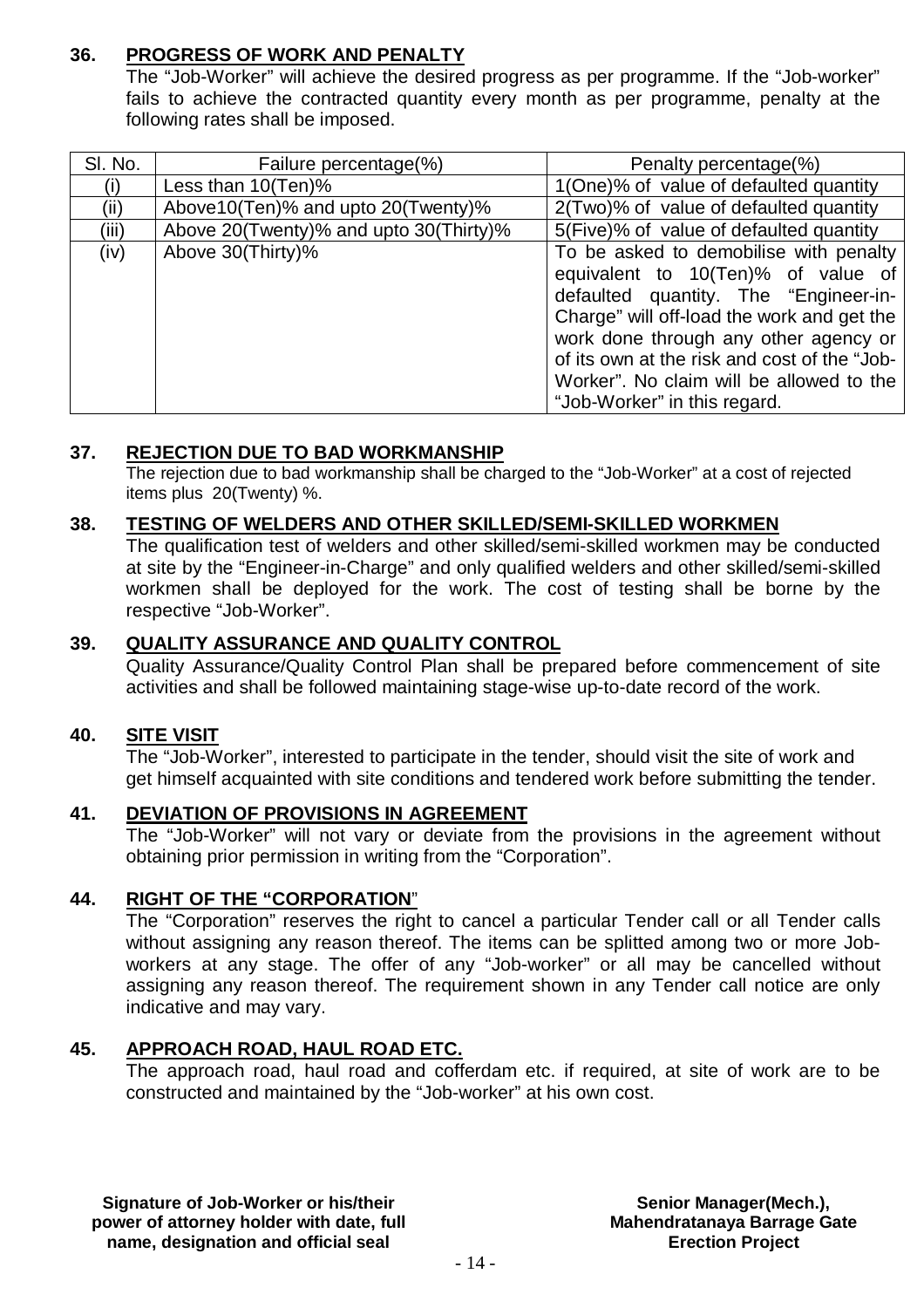## 36. PROGRESS OF WORK AND PENALTY

The "Job-Worker" will achieve the desired progress as per programme. If the "Job-worker" fails to achieve the contracted quantity every month as per programme, penalty at the following rates shall be imposed.

| Sl. No. | Failure percentage(%) | Penalty percentage(%) |
|---|---|---|
| (i) | Less than 10(Ten)% | 1(One)% of value of defaulted quantity |
| (ii) | Above10(Ten)% and upto 20(Twenty)% | 2(Two)% of value of defaulted quantity |
| (iii) | Above 20(Twenty)% and upto 30(Thirty)% | 5(Five)% of value of defaulted quantity |
| (iv) | Above 30(Thirty)% | To be asked to demobilise with penalty equivalent to 10(Ten)% of value of defaulted quantity. The "Engineer-in-Charge" will off-load the work and get the work done through any other agency or of its own at the risk and cost of the "Job-Worker". No claim will be allowed to the "Job-Worker" in this regard. |

## 37. REJECTION DUE TO BAD WORKMANSHIP

The rejection due to bad workmanship shall be charged to the "Job-Worker" at a cost of rejected items plus 20(Twenty) %.

## 38. TESTING OF WELDERS AND OTHER SKILLED/SEMI-SKILLED WORKMEN

The qualification test of welders and other skilled/semi-skilled workmen may be conducted at site by the "Engineer-in-Charge" and only qualified welders and other skilled/semi-skilled workmen shall be deployed for the work. The cost of testing shall be borne by the respective "Job-Worker".

## 39. QUALITY ASSURANCE AND QUALITY CONTROL

Quality Assurance/Quality Control Plan shall be prepared before commencement of site activities and shall be followed maintaining stage-wise up-to-date record of the work.

## 40. SITE VISIT

The "Job-Worker", interested to participate in the tender, should visit the site of work and get himself acquainted with site conditions and tendered work before submitting the tender.

## 41. DEVIATION OF PROVISIONS IN AGREEMENT

The "Job-Worker" will not vary or deviate from the provisions in the agreement without obtaining prior permission in writing from the "Corporation".

## 44. RIGHT OF THE "CORPORATION"

The "Corporation" reserves the right to cancel a particular Tender call or all Tender calls without assigning any reason thereof. The items can be splitted among two or more Job-workers at any stage. The offer of any "Job-worker" or all may be cancelled without assigning any reason thereof. The requirement shown in any Tender call notice are only indicative and may vary.

## 45. APPROACH ROAD, HAUL ROAD ETC.

The approach road, haul road and cofferdam etc. if required, at site of work are to be constructed and maintained by the "Job-worker" at his own cost.

**Signature of Job-Worker or his/their power of attorney holder with date, full name, designation and official seal**

**Senior Manager(Mech.), Mahendratanaya Barrage Gate Erection Project**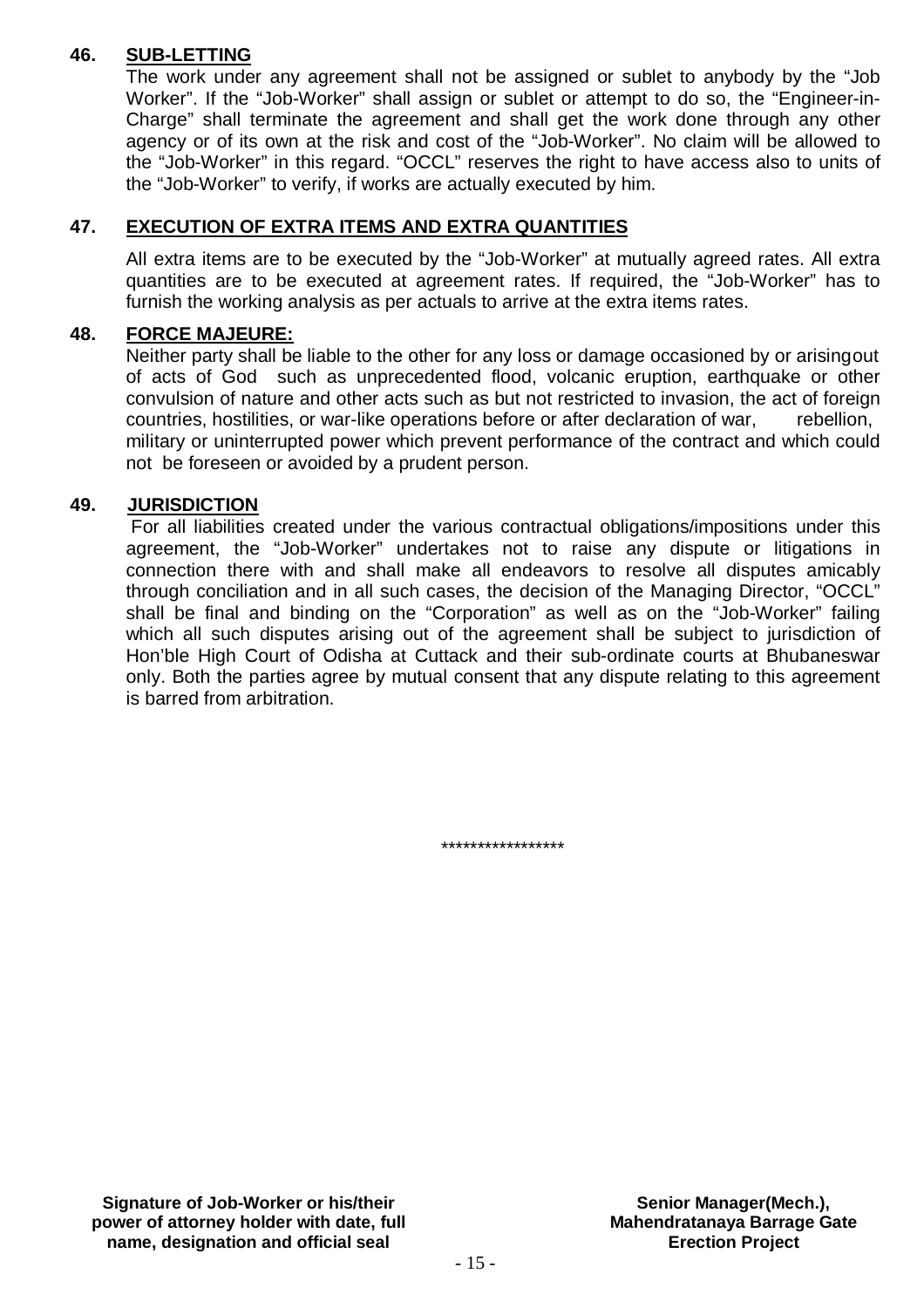## 46. SUB-LETTING

The work under any agreement shall not be assigned or sublet to anybody by the "Job Worker". If the "Job-Worker" shall assign or sublet or attempt to do so, the "Engineer-in-Charge" shall terminate the agreement and shall get the work done through any other agency or of its own at the risk and cost of the "Job-Worker". No claim will be allowed to the "Job-Worker" in this regard. "OCCL" reserves the right to have access also to units of the "Job-Worker" to verify, if works are actually executed by him.

## 47. EXECUTION OF EXTRA ITEMS AND EXTRA QUANTITIES

All extra items are to be executed by the "Job-Worker" at mutually agreed rates. All extra quantities are to be executed at agreement rates. If required, the "Job-Worker" has to furnish the working analysis as per actuals to arrive at the extra items rates.

## 48. FORCE MAJEURE:

Neither party shall be liable to the other for any loss or damage occasioned by or arisingout of acts of God such as unprecedented flood, volcanic eruption, earthquake or other convulsion of nature and other acts such as but not restricted to invasion, the act of foreign countries, hostilities, or war-like operations before or after declaration of war, rebellion, military or uninterrupted power which prevent performance of the contract and which could not be foreseen or avoided by a prudent person.

## 49. JURISDICTION

For all liabilities created under the various contractual obligations/impositions under this agreement, the "Job-Worker" undertakes not to raise any dispute or litigations in connection there with and shall make all endeavors to resolve all disputes amicably through conciliation and in all such cases, the decision of the Managing Director, "OCCL" shall be final and binding on the "Corporation" as well as on the "Job-Worker" failing which all such disputes arising out of the agreement shall be subject to jurisdiction of Hon'ble High Court of Odisha at Cuttack and their sub-ordinate courts at Bhubaneswar only. Both the parties agree by mutual consent that any dispute relating to this agreement is barred from arbitration.

*****************

**Signature of Job-Worker or his/their power of attorney holder with date, full name, designation and official seal**

**Senior Manager(Mech.), Mahendratanaya Barrage Gate Erection Project**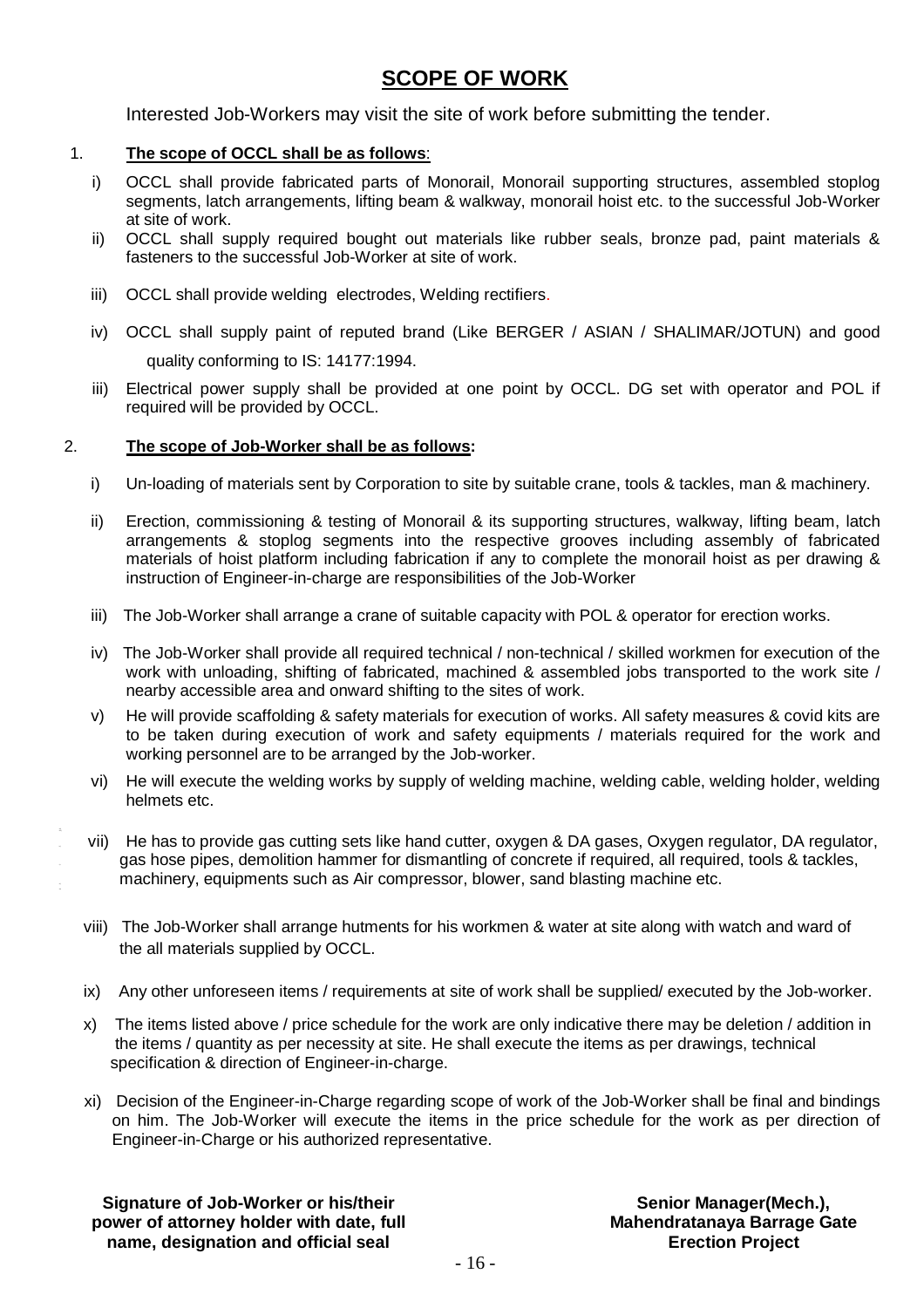# SCOPE OF WORK

Interested Job-Workers may visit the site of work before submitting the tender.

1. **The scope of OCCL shall be as follows**:

   i) OCCL shall provide fabricated parts of Monorail, Monorail supporting structures, assembled stoplog segments, latch arrangements, lifting beam & walkway, monorail hoist etc. to the successful Job-Worker at site of work.

   ii) OCCL shall supply required bought out materials like rubber seals, bronze pad, paint materials & fasteners to the successful Job-Worker at site of work.

   iii) OCCL shall provide welding electrodes, Welding rectifiers.

   iv) OCCL shall supply paint of reputed brand (Like BERGER / ASIAN / SHALIMAR/JOTUN) and good quality conforming to IS: 14177:1994.

   iii) Electrical power supply shall be provided at one point by OCCL. DG set with operator and POL if required will be provided by OCCL.

2. **The scope of Job-Worker shall be as follows:**

   i) Un-loading of materials sent by Corporation to site by suitable crane, tools & tackles, man & machinery.

   ii) Erection, commissioning & testing of Monorail & its supporting structures, walkway, lifting beam, latch arrangements & stoplog segments into the respective grooves including assembly of fabricated materials of hoist platform including fabrication if any to complete the monorail hoist as per drawing & instruction of Engineer-in-charge are responsibilities of the Job-Worker

   iii) The Job-Worker shall arrange a crane of suitable capacity with POL & operator for erection works.

   iv) The Job-Worker shall provide all required technical / non-technical / skilled workmen for execution of the work with unloading, shifting of fabricated, machined & assembled jobs transported to the work site / nearby accessible area and onward shifting to the sites of work.

   v) He will provide scaffolding & safety materials for execution of works. All safety measures & covid kits are to be taken during execution of work and safety equipments / materials required for the work and working personnel are to be arranged by the Job-worker.

   vi) He will execute the welding works by supply of welding machine, welding cable, welding holder, welding helmets etc.

   vii) He has to provide gas cutting sets like hand cutter, oxygen & DA gases, Oxygen regulator, DA regulator, gas hose pipes, demolition hammer for dismantling of concrete if required, all required, tools & tackles, machinery, equipments such as Air compressor, blower, sand blasting machine etc.

   viii) The Job-Worker shall arrange hutments for his workmen & water at site along with watch and ward of the all materials supplied by OCCL.

   ix) Any other unforeseen items / requirements at site of work shall be supplied/ executed by the Job-worker.

   x) The items listed above / price schedule for the work are only indicative there may be deletion / addition in the items / quantity as per necessity at site. He shall execute the items as per drawings, technical specification & direction of Engineer-in-charge.

   xi) Decision of the Engineer-in-Charge regarding scope of work of the Job-Worker shall be final and bindings on him. The Job-Worker will execute the items in the price schedule for the work as per direction of Engineer-in-Charge or his authorized representative.

**Signature of Job-Worker or his/their power of attorney holder with date, full name, designation and official seal**

**Senior Manager(Mech.), Mahendratanaya Barrage Gate Erection Project**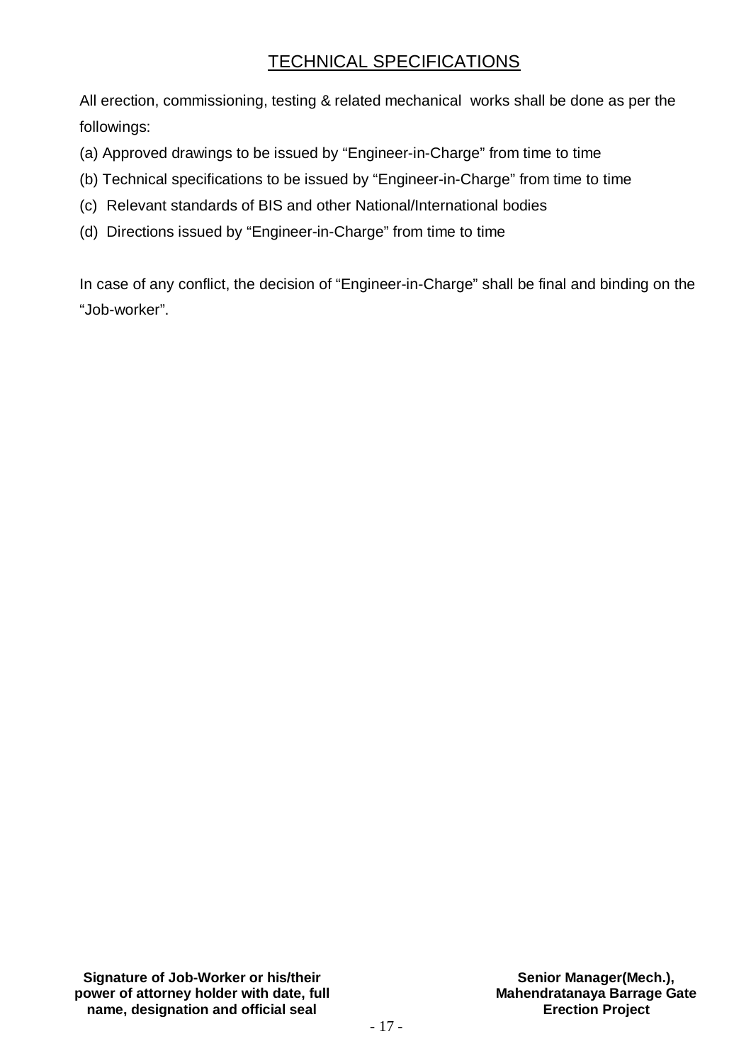# TECHNICAL SPECIFICATIONS

All erection, commissioning, testing & related mechanical works shall be done as per the followings:

(a) Approved drawings to be issued by "Engineer-in-Charge" from time to time

(b) Technical specifications to be issued by "Engineer-in-Charge" from time to time

(c) Relevant standards of BIS and other National/International bodies

(d) Directions issued by "Engineer-in-Charge" from time to time

In case of any conflict, the decision of "Engineer-in-Charge" shall be final and binding on the "Job-worker".

**Signature of Job-Worker or his/their power of attorney holder with date, full name, designation and official seal**

**Senior Manager(Mech.), Mahendratanaya Barrage Gate Erection Project**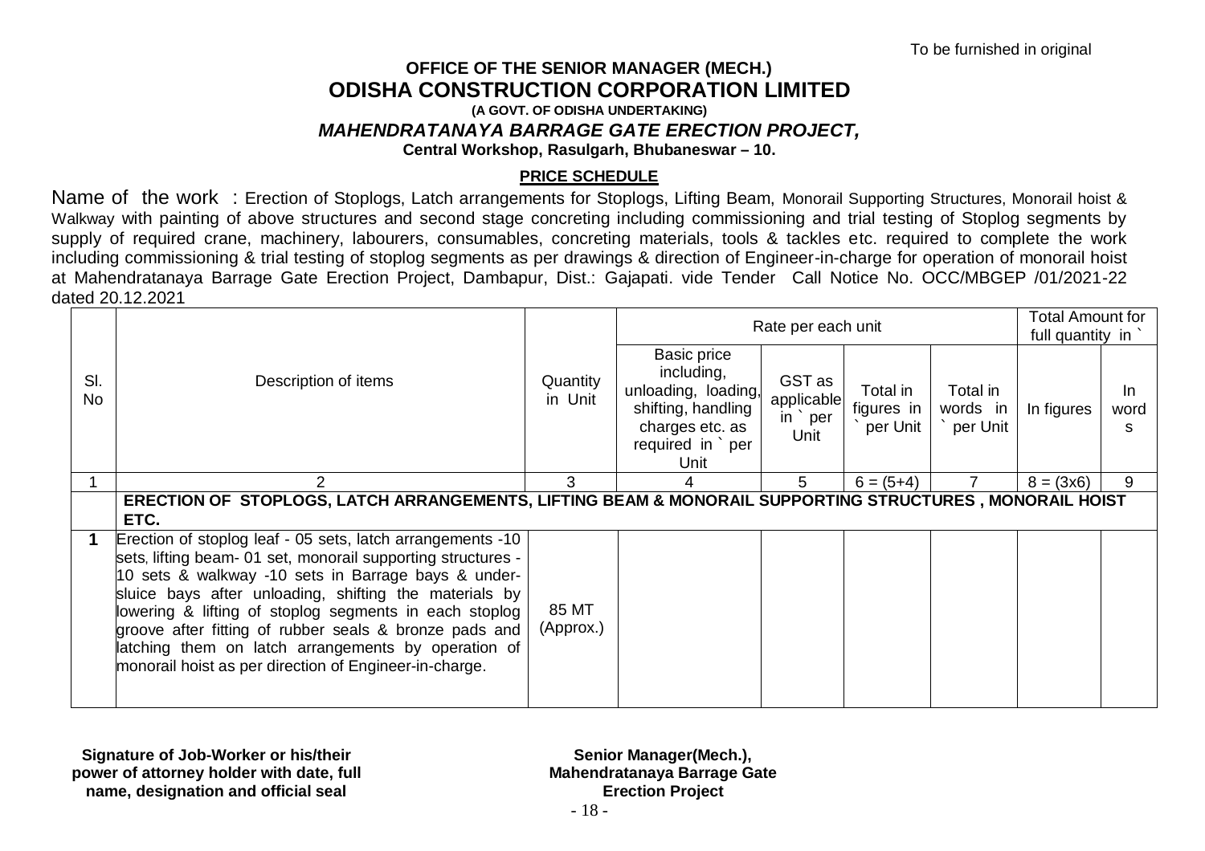To be furnished in original

**OFFICE OF THE SENIOR MANAGER (MECH.)**

# ODISHA CONSTRUCTION CORPORATION LIMITED

**(A GOVT. OF ODISHA UNDERTAKING)**

***MAHENDRATANAYA BARRAGE GATE ERECTION PROJECT,***

**Central Workshop, Rasulgarh, Bhubaneswar – 10.**

**PRICE SCHEDULE**

Name of the work : Erection of Stoplogs, Latch arrangements for Stoplogs, Lifting Beam, Monorail Supporting Structures, Monorail hoist & Walkway with painting of above structures and second stage concreting including commissioning and trial testing of Stoplog segments by supply of required crane, machinery, labourers, consumables, concreting materials, tools & tackles etc. required to complete the work including commissioning & trial testing of stoplog segments as per drawings & direction of Engineer-in-charge for operation of monorail hoist at Mahendratanaya Barrage Gate Erection Project, Dambapur, Dist.: Gajapati. vide Tender Call Notice No. OCC/MBGEP /01/2021-22 dated 20.12.2021

| Sl. No | Description of items | Quantity in Unit | Rate per each unit | | | | Total Amount for full quantity in ` | |
|---|---|---|---|---|---|---|---|---|
| | | | Basic price including, unloading, loading, shifting, handling charges etc. as required in ` per Unit | GST as applicable in ` per Unit | Total in figures in ` per Unit | Total in words in ` per Unit | In figures | In words |
| 1 | 2 | 3 | 4 | 5 | 6 = (5+4) | 7 | 8 = (3x6) | 9 |
| | **ERECTION OF STOPLOGS, LATCH ARRANGEMENTS, LIFTING BEAM & MONORAIL SUPPORTING STRUCTURES , MONORAIL HOIST ETC.** | | | | | | | |
| **1** | Erection of stoplog leaf - 05 sets, latch arrangements -10 sets, lifting beam- 01 set, monorail supporting structures - 10 sets & walkway -10 sets in Barrage bays & under-sluice bays after unloading, shifting the materials by lowering & lifting of stoplog segments in each stoplog groove after fitting of rubber seals & bronze pads and latching them on latch arrangements by operation of monorail hoist as per direction of Engineer-in-charge. | 85 MT (Approx.) | | | | | | |

**Signature of Job-Worker or his/their power of attorney holder with date, full name, designation and official seal**

**Senior Manager(Mech.), Mahendratanaya Barrage Gate Erection Project**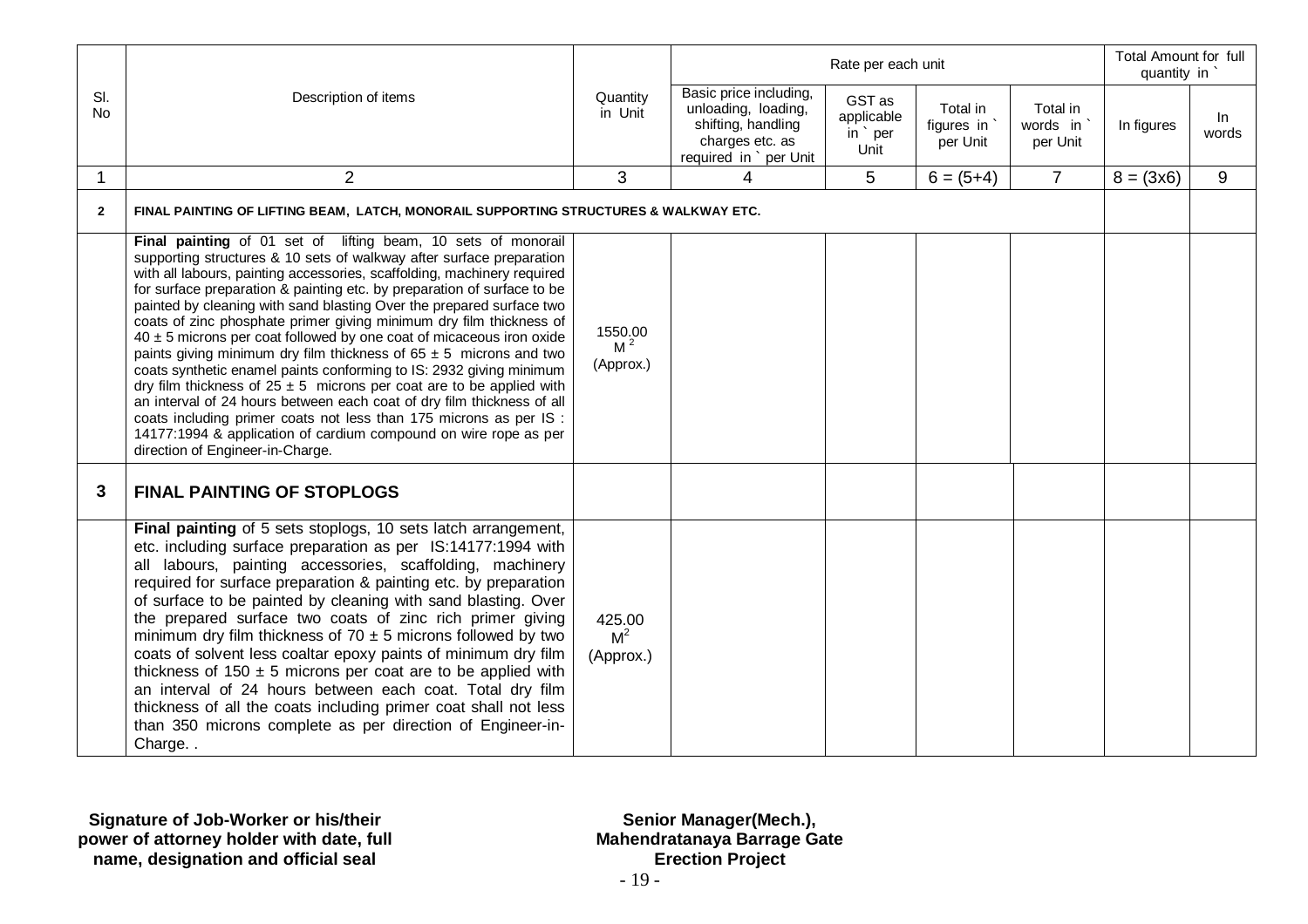| Sl. No | Description of items | Quantity in Unit | Rate per each unit | | | | Total Amount for full quantity in ` | |
|---|---|---|---|---|---|---|---|---|
| | | | Basic price including, unloading, loading, shifting, handling charges etc. as required in ` per Unit | GST as applicable in ` per Unit | Total in figures in ` per Unit | Total in words in ` per Unit | In figures | In words |
| 1 | 2 | 3 | 4 | 5 | 6 = (5+4) | 7 | 8 = (3x6) | 9 |
| **2** | **FINAL PAINTING OF LIFTING BEAM, LATCH, MONORAIL SUPPORTING STRUCTURES & WALKWAY ETC.** | | | | | | | |
| | **Final painting** of 01 set of lifting beam, 10 sets of monorail supporting structures & 10 sets of walkway after surface preparation with all labours, painting accessories, scaffolding, machinery required for surface preparation & painting etc. by preparation of surface to be painted by cleaning with sand blasting Over the prepared surface two coats of zinc phosphate primer giving minimum dry film thickness of 40 ± 5 microns per coat followed by one coat of micaceous iron oxide paints giving minimum dry film thickness of 65 ± 5 microns and two coats synthetic enamel paints conforming to IS: 2932 giving minimum dry film thickness of 25 ± 5 microns per coat are to be applied with an interval of 24 hours between each coat of dry film thickness of all coats including primer coats not less than 175 microns as per IS : 14177:1994 & application of cardium compound on wire rope as per direction of Engineer-in-Charge. | 1550.00 $M^2$ (Approx.) | | | | | | |
| **3** | **FINAL PAINTING OF STOPLOGS** | | | | | | | |
| | **Final painting** of 5 sets stoplogs, 10 sets latch arrangement, etc. including surface preparation as per IS:14177:1994 with all labours, painting accessories, scaffolding, machinery required for surface preparation & painting etc. by preparation of surface to be painted by cleaning with sand blasting. Over the prepared surface two coats of zinc rich primer giving minimum dry film thickness of 70 ± 5 microns followed by two coats of solvent less coaltar epoxy paints of minimum dry film thickness of 150 ± 5 microns per coat are to be applied with an interval of 24 hours between each coat. Total dry film thickness of all the coats including primer coat shall not less than 350 microns complete as per direction of Engineer-in-Charge. . | 425.00 $M^2$ (Approx.) | | | | | | |

**Signature of Job-Worker or his/their power of attorney holder with date, full name, designation and official seal**

**Senior Manager(Mech.), Mahendratanaya Barrage Gate Erection Project**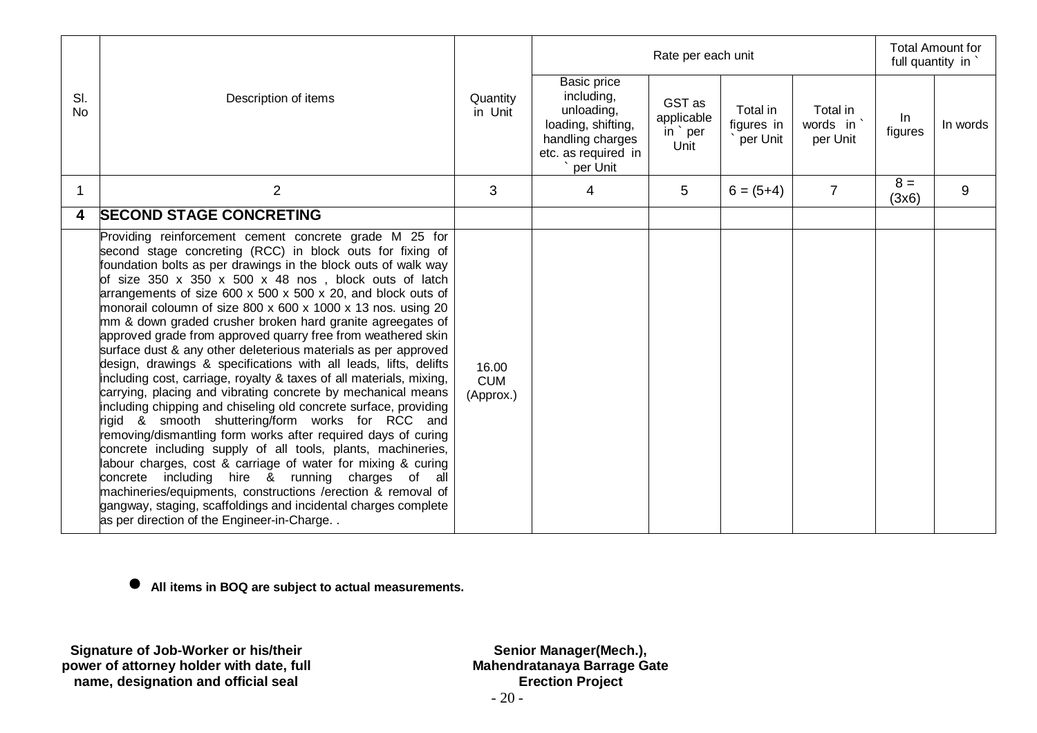| Sl. No | Description of items | Quantity in Unit | Rate per each unit | | | | Total Amount for full quantity in ` | |
|---|---|---|---|---|---|---|---|---|
| | | | Basic price including, unloading, loading, shifting, handling charges etc. as required in ` per Unit | GST as applicable in ` per Unit | Total in figures in ` per Unit | Total in words in ` per Unit | In figures | In words |
| 1 | 2 | 3 | 4 | 5 | 6 = (5+4) | 7 | 8 = (3x6) | 9 |
| **4** | **SECOND STAGE CONCRETING** | | | | | | | |
| | Providing reinforcement cement concrete grade M 25 for second stage concreting (RCC) in block outs for fixing of foundation bolts as per drawings in the block outs of walk way of size 350 x 350 x 500 x 48 nos , block outs of latch arrangements of size 600 x 500 x 500 x 20, and block outs of monorail coloumn of size 800 x 600 x 1000 x 13 nos. using 20 mm & down graded crusher broken hard granite agreegates of approved grade from approved quarry free from weathered skin surface dust & any other deleterious materials as per approved design, drawings & specifications with all leads, lifts, delifts including cost, carriage, royalty & taxes of all materials, mixing, carrying, placing and vibrating concrete by mechanical means including chipping and chiseling old concrete surface, providing rigid & smooth shuttering/form works for RCC and removing/dismantling form works after required days of curing concrete including supply of all tools, plants, machineries, labour charges, cost & carriage of water for mixing & curing concrete including hire & running charges of all machineries/equipments, constructions /erection & removal of gangway, staging, scaffoldings and incidental charges complete as per direction of the Engineer-in-Charge. . | 16.00 CUM (Approx.) | | | | | | |

- **All items in BOQ are subject to actual measurements.**

**Signature of Job-Worker or his/their power of attorney holder with date, full name, designation and official seal**

**Senior Manager(Mech.), Mahendratanaya Barrage Gate Erection Project**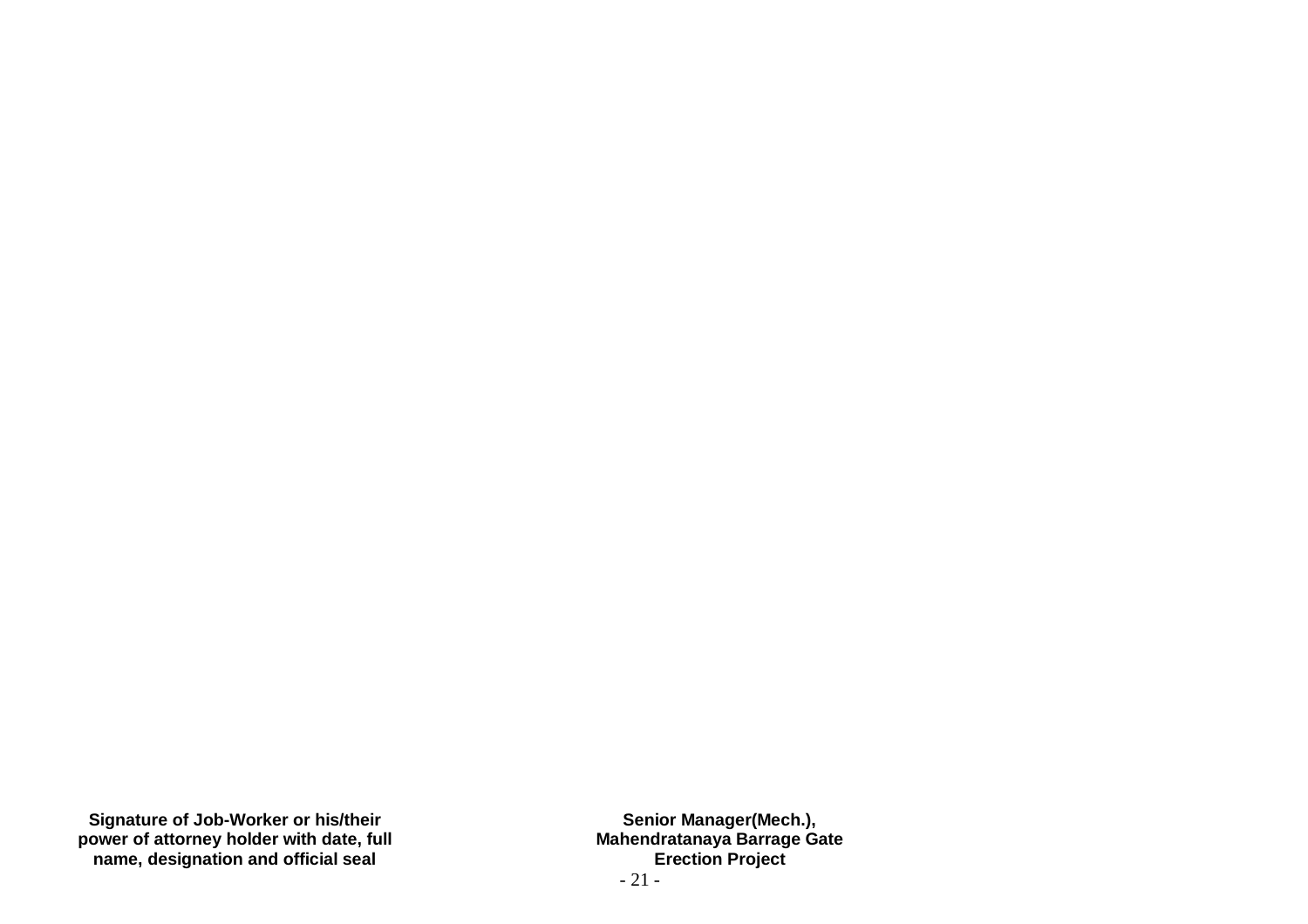**Signature of Job-Worker or his/their power of attorney holder with date, full name, designation and official seal**

**Senior Manager(Mech.), Mahendratanaya Barrage Gate Erection Project**